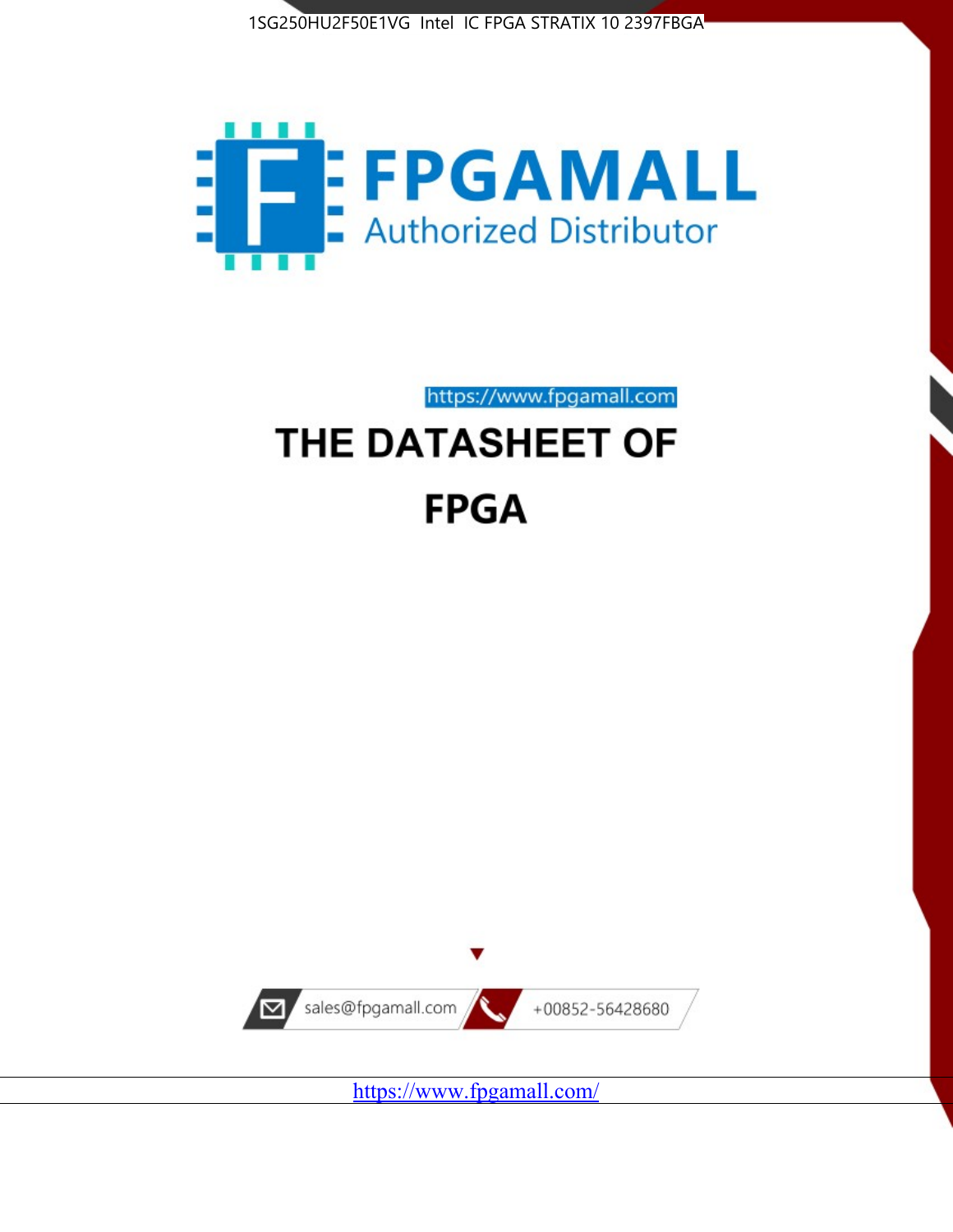1SG250HU2F50E1VG Intel IC FPGA STRATIX 10 2397FBGA

FPGAMALL

Authorized Distributor

https://www.fpgamall.com

# THE DATASHEET OF

# FPGA

sales@fpgamall.com

+00852-56428680

https://www.fpgamall.com/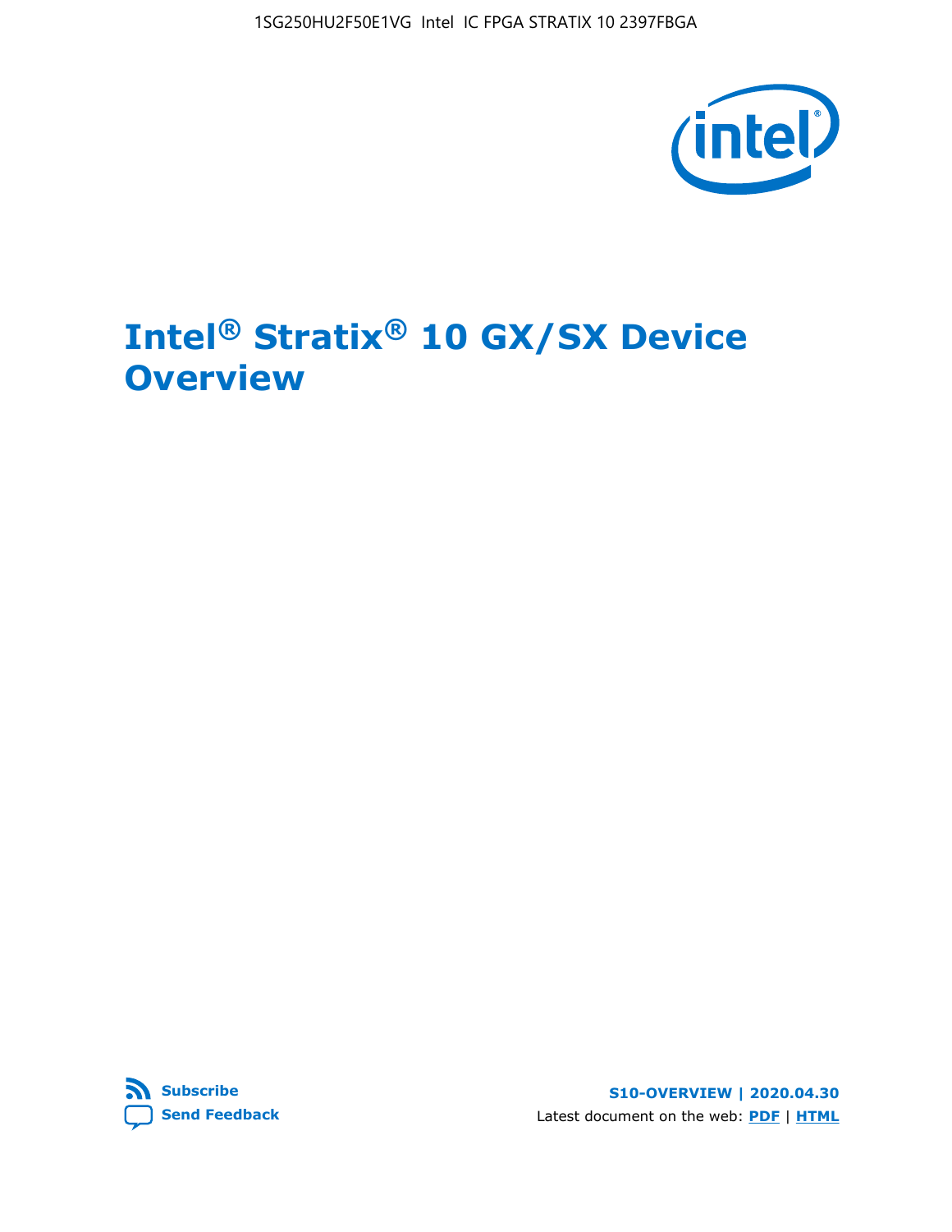# Intel® Stratix® 10 GX/SX Device Overview

Subscribe

Send Feedback

S10-OVERVIEW | 2020.04.30

Latest document on the web: PDF | HTML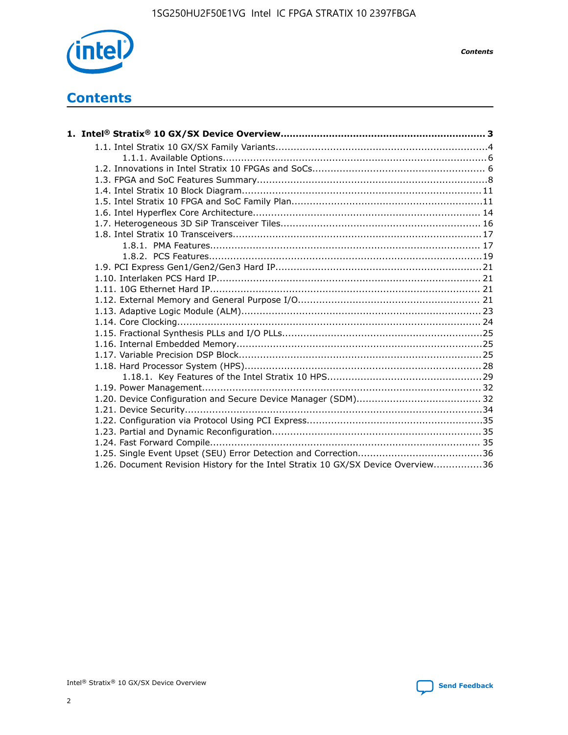# Contents

**1. Intel® Stratix® 10 GX/SX Device Overview................................................................... 3**

- 1.1. Intel Stratix 10 GX/SX Family Variants.....................................................................4
  - 1.1.1. Available Options......................................................................................6
- 1.2. Innovations in Intel Stratix 10 FPGAs and SoCs........................................................ 6
- 1.3. FPGA and SoC Features Summary...........................................................................8
- 1.4. Intel Stratix 10 Block Diagram.............................................................................. 11
- 1.5. Intel Stratix 10 FPGA and SoC Family Plan...............................................................11
- 1.6. Intel Hyperflex Core Architecture.......................................................................... 14
- 1.7. Heterogeneous 3D SiP Transceiver Tiles................................................................. 16
- 1.8. Intel Stratix 10 Transceivers................................................................................. 17
  - 1.8.1. PMA Features........................................................................................ 17
  - 1.8.2. PCS Features.........................................................................................19
- 1.9. PCI Express Gen1/Gen2/Gen3 Hard IP...................................................................21
- 1.10. Interlaken PCS Hard IP...................................................................................... 21
- 1.11. 10G Ethernet Hard IP........................................................................................ 21
- 1.12. External Memory and General Purpose I/O........................................................... 21
- 1.13. Adaptive Logic Module (ALM).............................................................................. 23
- 1.14. Core Clocking................................................................................................... 24
- 1.15. Fractional Synthesis PLLs and I/O PLLs.................................................................25
- 1.16. Internal Embedded Memory................................................................................25
- 1.17. Variable Precision DSP Block...............................................................................25
- 1.18. Hard Processor System (HPS).............................................................................28
  - 1.18.1. Key Features of the Intel Stratix 10 HPS..................................................29
- 1.19. Power Management.......................................................................................... 32
- 1.20. Device Configuration and Secure Device Manager (SDM)......................................... 32
- 1.21. Device Security.................................................................................................34
- 1.22. Configuration via Protocol Using PCI Express.........................................................35
- 1.23. Partial and Dynamic Reconfiguration.................................................................... 35
- 1.24. Fast Forward Compile........................................................................................ 35
- 1.25. Single Event Upset (SEU) Error Detection and Correction.........................................36
- 1.26. Document Revision History for the Intel Stratix 10 GX/SX Device Overview................36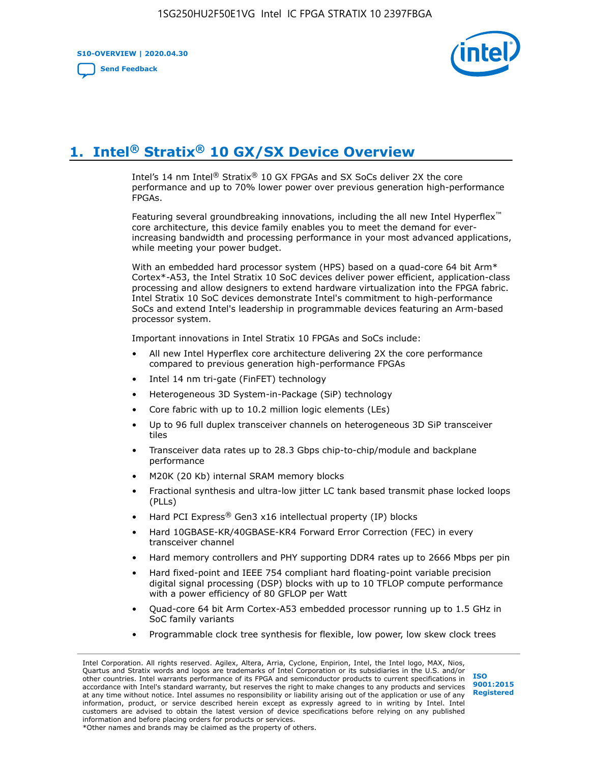# 1. Intel® Stratix® 10 GX/SX Device Overview

Intel's 14 nm Intel® Stratix® 10 GX FPGAs and SX SoCs deliver 2X the core performance and up to 70% lower power over previous generation high-performance FPGAs.

Featuring several groundbreaking innovations, including the all new Intel Hyperflex™ core architecture, this device family enables you to meet the demand for ever-increasing bandwidth and processing performance in your most advanced applications, while meeting your power budget.

With an embedded hard processor system (HPS) based on a quad-core 64 bit Arm* Cortex*-A53, the Intel Stratix 10 SoC devices deliver power efficient, application-class processing and allow designers to extend hardware virtualization into the FPGA fabric. Intel Stratix 10 SoC devices demonstrate Intel's commitment to high-performance SoCs and extend Intel's leadership in programmable devices featuring an Arm-based processor system.

Important innovations in Intel Stratix 10 FPGAs and SoCs include:

- All new Intel Hyperflex core architecture delivering 2X the core performance compared to previous generation high-performance FPGAs
- Intel 14 nm tri-gate (FinFET) technology
- Heterogeneous 3D System-in-Package (SiP) technology
- Core fabric with up to 10.2 million logic elements (LEs)
- Up to 96 full duplex transceiver channels on heterogeneous 3D SiP transceiver tiles
- Transceiver data rates up to 28.3 Gbps chip-to-chip/module and backplane performance
- M20K (20 Kb) internal SRAM memory blocks
- Fractional synthesis and ultra-low jitter LC tank based transmit phase locked loops (PLLs)
- Hard PCI Express® Gen3 x16 intellectual property (IP) blocks
- Hard 10GBASE-KR/40GBASE-KR4 Forward Error Correction (FEC) in every transceiver channel
- Hard memory controllers and PHY supporting DDR4 rates up to 2666 Mbps per pin
- Hard fixed-point and IEEE 754 compliant hard floating-point variable precision digital signal processing (DSP) blocks with up to 10 TFLOP compute performance with a power efficiency of 80 GFLOP per Watt
- Quad-core 64 bit Arm Cortex-A53 embedded processor running up to 1.5 GHz in SoC family variants
- Programmable clock tree synthesis for flexible, low power, low skew clock trees

Intel Corporation. All rights reserved. Agilex, Altera, Arria, Cyclone, Enpirion, Intel, the Intel logo, MAX, Nios, Quartus and Stratix words and logos are trademarks of Intel Corporation or its subsidiaries in the U.S. and/or other countries. Intel warrants performance of its FPGA and semiconductor products to current specifications in accordance with Intel's standard warranty, but reserves the right to make changes to any products and services at any time without notice. Intel assumes no responsibility or liability arising out of the application or use of any information, product, or service described herein except as expressly agreed to in writing by Intel. Intel customers are advised to obtain the latest version of device specifications before relying on any published information and before placing orders for products or services.
*Other names and brands may be claimed as the property of others.

ISO 9001:2015 Registered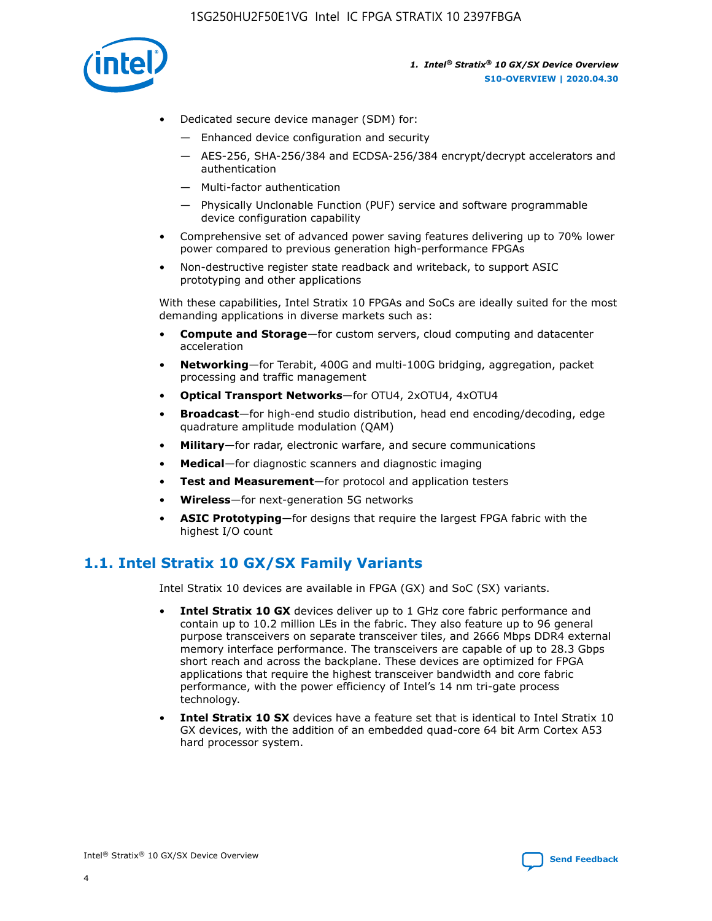- Dedicated secure device manager (SDM) for:
  - Enhanced device configuration and security
  - AES-256, SHA-256/384 and ECDSA-256/384 encrypt/decrypt accelerators and authentication
  - Multi-factor authentication
  - Physically Unclonable Function (PUF) service and software programmable device configuration capability
- Comprehensive set of advanced power saving features delivering up to 70% lower power compared to previous generation high-performance FPGAs
- Non-destructive register state readback and writeback, to support ASIC prototyping and other applications

With these capabilities, Intel Stratix 10 FPGAs and SoCs are ideally suited for the most demanding applications in diverse markets such as:

- **Compute and Storage**—for custom servers, cloud computing and datacenter acceleration
- **Networking**—for Terabit, 400G and multi-100G bridging, aggregation, packet processing and traffic management
- **Optical Transport Networks**—for OTU4, 2xOTU4, 4xOTU4
- **Broadcast**—for high-end studio distribution, head end encoding/decoding, edge quadrature amplitude modulation (QAM)
- **Military**—for radar, electronic warfare, and secure communications
- **Medical**—for diagnostic scanners and diagnostic imaging
- **Test and Measurement**—for protocol and application testers
- **Wireless**—for next-generation 5G networks
- **ASIC Prototyping**—for designs that require the largest FPGA fabric with the highest I/O count

## 1.1. Intel Stratix 10 GX/SX Family Variants

Intel Stratix 10 devices are available in FPGA (GX) and SoC (SX) variants.

- **Intel Stratix 10 GX** devices deliver up to 1 GHz core fabric performance and contain up to 10.2 million LEs in the fabric. They also feature up to 96 general purpose transceivers on separate transceiver tiles, and 2666 Mbps DDR4 external memory interface performance. The transceivers are capable of up to 28.3 Gbps short reach and across the backplane. These devices are optimized for FPGA applications that require the highest transceiver bandwidth and core fabric performance, with the power efficiency of Intel's 14 nm tri-gate process technology.
- **Intel Stratix 10 SX** devices have a feature set that is identical to Intel Stratix 10 GX devices, with the addition of an embedded quad-core 64 bit Arm Cortex A53 hard processor system.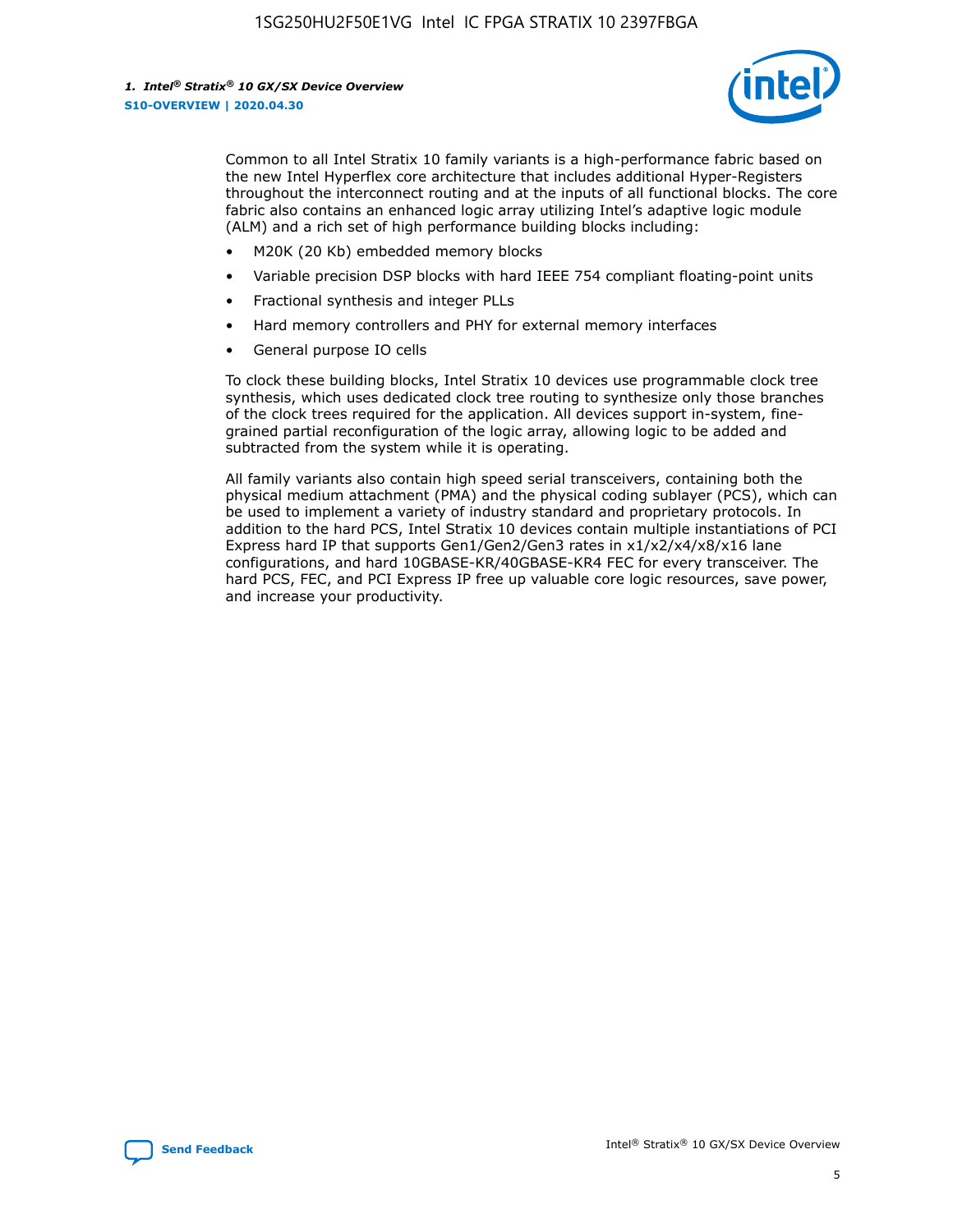Common to all Intel Stratix 10 family variants is a high-performance fabric based on the new Intel Hyperflex core architecture that includes additional Hyper-Registers throughout the interconnect routing and at the inputs of all functional blocks. The core fabric also contains an enhanced logic array utilizing Intel's adaptive logic module (ALM) and a rich set of high performance building blocks including:

- M20K (20 Kb) embedded memory blocks
- Variable precision DSP blocks with hard IEEE 754 compliant floating-point units
- Fractional synthesis and integer PLLs
- Hard memory controllers and PHY for external memory interfaces
- General purpose IO cells

To clock these building blocks, Intel Stratix 10 devices use programmable clock tree synthesis, which uses dedicated clock tree routing to synthesize only those branches of the clock trees required for the application. All devices support in-system, fine-grained partial reconfiguration of the logic array, allowing logic to be added and subtracted from the system while it is operating.

All family variants also contain high speed serial transceivers, containing both the physical medium attachment (PMA) and the physical coding sublayer (PCS), which can be used to implement a variety of industry standard and proprietary protocols. In addition to the hard PCS, Intel Stratix 10 devices contain multiple instantiations of PCI Express hard IP that supports Gen1/Gen2/Gen3 rates in x1/x2/x4/x8/x16 lane configurations, and hard 10GBASE-KR/40GBASE-KR4 FEC for every transceiver. The hard PCS, FEC, and PCI Express IP free up valuable core logic resources, save power, and increase your productivity.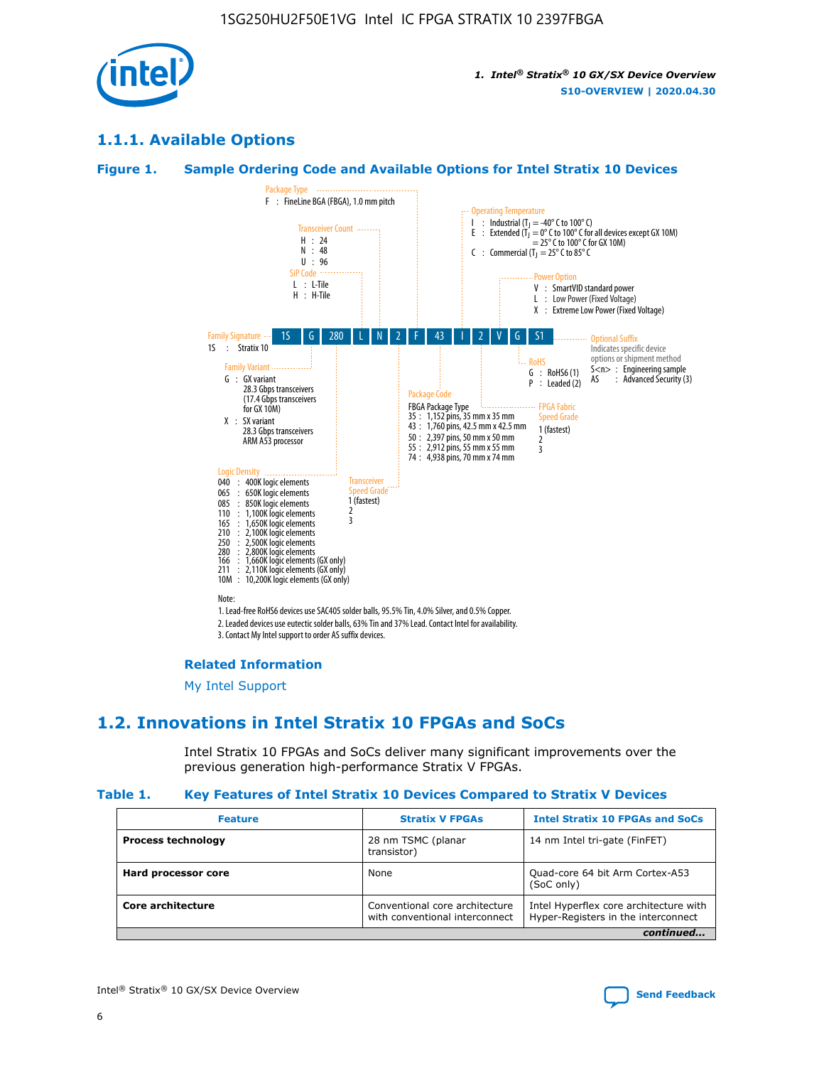## 1.1.1. Available Options

### Figure 1. Sample Ordering Code and Available Options for Intel Stratix 10 Devices

| 1S | G | 280 | L | N | 2 | F | 43 | I | 2 | V | G | S1 |
|---|---|---|---|---|---|---|---|---|---|---|---|---|

**Family Signature**
1S : Stratix 10

**Family Variant**
G : GX variant
28.3 Gbps transceivers
(17.4 Gbps transceivers for GX 10M)
X : SX variant
28.3 Gbps transceivers
ARM A53 processor

**Logic Density**
040 : 400K logic elements
065 : 650K logic elements
085 : 850K logic elements
110 : 1,100K logic elements
165 : 1,650K logic elements
210 : 2,100K logic elements
250 : 2,500K logic elements
280 : 2,800K logic elements
166 : 1,660K logic elements (GX only)
211 : 2,110K logic elements (GX only)
10M : 10,200K logic elements (GX only)

**SiP Code**
L : L-Tile
H : H-Tile

**Transceiver Count**
H : 24
N : 48
U : 96

**Transceiver Speed Grade**
1 (fastest)
2
3

**Package Type**
F : FineLine BGA (FBGA), 1.0 mm pitch

**Package Code**
FBGA Package Type
35 : 1,152 pins, 35 mm x 35 mm
43 : 1,760 pins, 42.5 mm x 42.5 mm
50 : 2,397 pins, 50 mm x 50 mm
55 : 2,912 pins, 55 mm x 55 mm
74 : 4,938 pins, 70 mm x 74 mm

**Operating Temperature**
I : Industrial ($T_J$ = -40° C to 100° C)
E : Extended ($T_J$ = 0° C to 100° C for all devices except GX 10M)
= 25° C to 100° C for GX 10M)
C : Commercial ($T_J$ = 25° C to 85° C

**FPGA Fabric Speed Grade**
1 (fastest)
2
3

**Power Option**
V : SmartVID standard power
L : Low Power (Fixed Voltage)
X : Extreme Low Power (Fixed Voltage)

**RoHS**
G : RoHS6 (1)
P : Leaded (2)

**Optional Suffix**
Indicates specific device options or shipment method
S<n> : Engineering sample
AS : Advanced Security (3)

Note:
1. Lead-free RoHS6 devices use SAC405 solder balls, 95.5% Tin, 4.0% Silver, and 0.5% Copper.
2. Leaded devices use eutectic solder balls, 63% Tin and 37% Lead. Contact Intel for availability.
3. Contact My Intel support to order AS suffix devices.

#### Related Information

My Intel Support

## 1.2. Innovations in Intel Stratix 10 FPGAs and SoCs

Intel Stratix 10 FPGAs and SoCs deliver many significant improvements over the previous generation high-performance Stratix V FPGAs.

### Table 1. Key Features of Intel Stratix 10 Devices Compared to Stratix V Devices

| Feature | Stratix V FPGAs | Intel Stratix 10 FPGAs and SoCs |
|---|---|---|
| **Process technology** | 28 nm TSMC (planar transistor) | 14 nm Intel tri-gate (FinFET) |
| **Hard processor core** | None | Quad-core 64 bit Arm Cortex-A53 (SoC only) |
| **Core architecture** | Conventional core architecture with conventional interconnect | Intel Hyperflex core architecture with Hyper-Registers in the interconnect |

*continued...*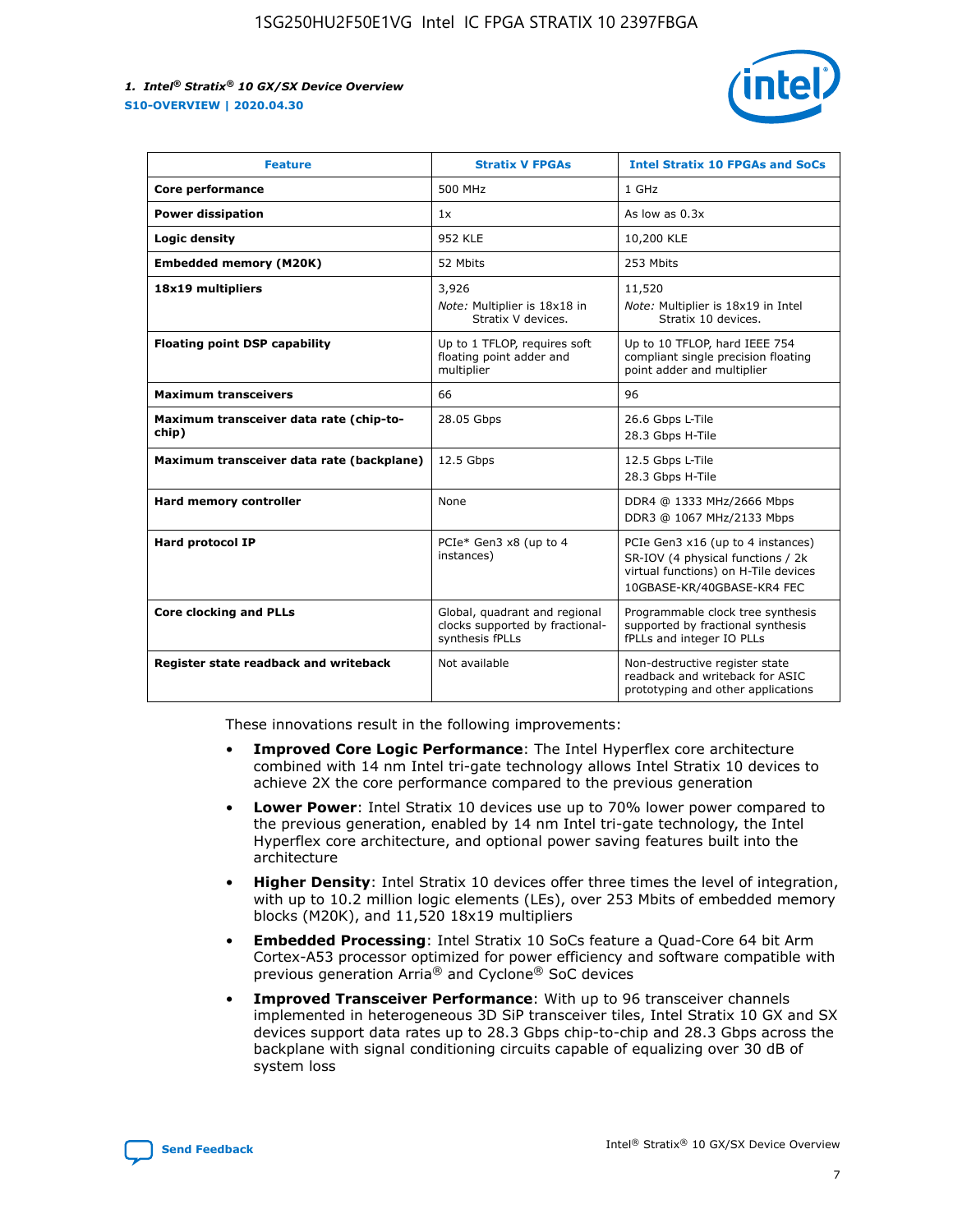| Feature | Stratix V FPGAs | Intel Stratix 10 FPGAs and SoCs |
| --- | --- | --- |
| **Core performance** | 500 MHz | 1 GHz |
| **Power dissipation** | 1x | As low as 0.3x |
| **Logic density** | 952 KLE | 10,200 KLE |
| **Embedded memory (M20K)** | 52 Mbits | 253 Mbits |
| **18x19 multipliers** | 3,926<br>*Note:* Multiplier is 18x18 in Stratix V devices. | 11,520<br>*Note:* Multiplier is 18x19 in Intel Stratix 10 devices. |
| **Floating point DSP capability** | Up to 1 TFLOP, requires soft floating point adder and multiplier | Up to 10 TFLOP, hard IEEE 754 compliant single precision floating point adder and multiplier |
| **Maximum transceivers** | 66 | 96 |
| **Maximum transceiver data rate (chip-to-chip)** | 28.05 Gbps | 26.6 Gbps L-Tile<br>28.3 Gbps H-Tile |
| **Maximum transceiver data rate (backplane)** | 12.5 Gbps | 12.5 Gbps L-Tile<br>28.3 Gbps H-Tile |
| **Hard memory controller** | None | DDR4 @ 1333 MHz/2666 Mbps<br>DDR3 @ 1067 MHz/2133 Mbps |
| **Hard protocol IP** | PCIe* Gen3 x8 (up to 4 instances) | PCIe Gen3 x16 (up to 4 instances)<br>SR-IOV (4 physical functions / 2k virtual functions) on H-Tile devices<br>10GBASE-KR/40GBASE-KR4 FEC |
| **Core clocking and PLLs** | Global, quadrant and regional clocks supported by fractional-synthesis fPLLs | Programmable clock tree synthesis supported by fractional synthesis fPLLs and integer IO PLLs |
| **Register state readback and writeback** | Not available | Non-destructive register state readback and writeback for ASIC prototyping and other applications |

These innovations result in the following improvements:

- **Improved Core Logic Performance**: The Intel Hyperflex core architecture combined with 14 nm Intel tri-gate technology allows Intel Stratix 10 devices to achieve 2X the core performance compared to the previous generation
- **Lower Power**: Intel Stratix 10 devices use up to 70% lower power compared to the previous generation, enabled by 14 nm Intel tri-gate technology, the Intel Hyperflex core architecture, and optional power saving features built into the architecture
- **Higher Density**: Intel Stratix 10 devices offer three times the level of integration, with up to 10.2 million logic elements (LEs), over 253 Mbits of embedded memory blocks (M20K), and 11,520 18x19 multipliers
- **Embedded Processing**: Intel Stratix 10 SoCs feature a Quad-Core 64 bit Arm Cortex-A53 processor optimized for power efficiency and software compatible with previous generation Arria® and Cyclone® SoC devices
- **Improved Transceiver Performance**: With up to 96 transceiver channels implemented in heterogeneous 3D SiP transceiver tiles, Intel Stratix 10 GX and SX devices support data rates up to 28.3 Gbps chip-to-chip and 28.3 Gbps across the backplane with signal conditioning circuits capable of equalizing over 30 dB of system loss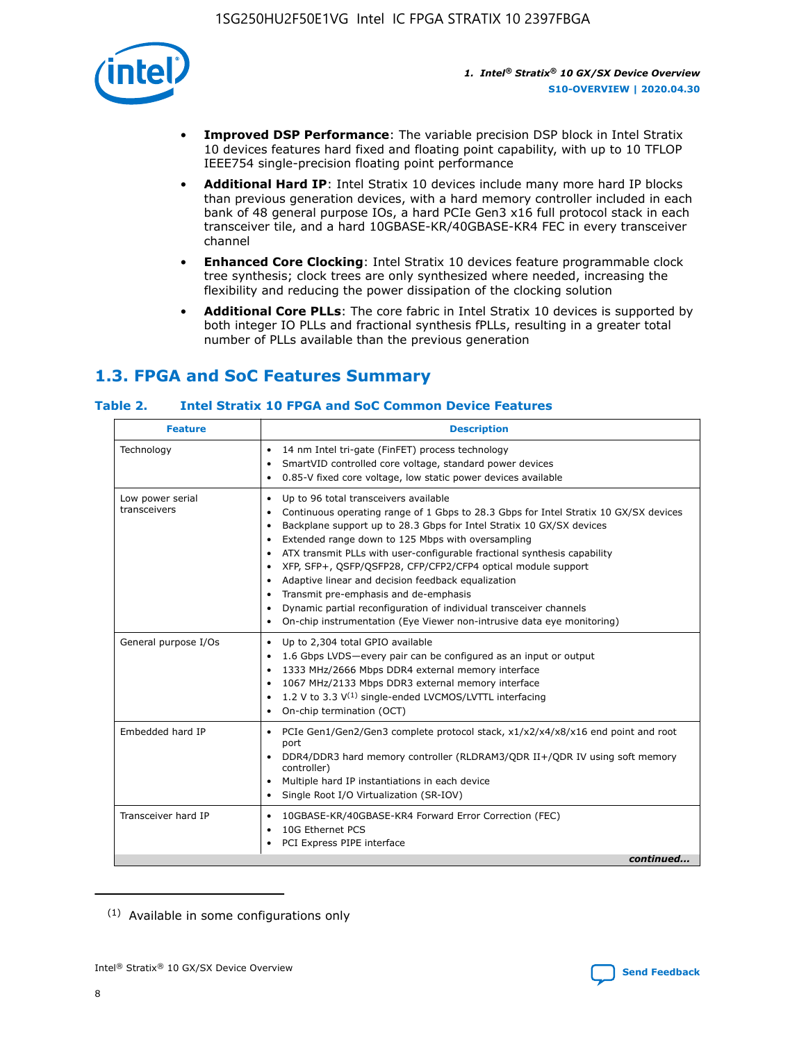- **Improved DSP Performance**: The variable precision DSP block in Intel Stratix 10 devices features hard fixed and floating point capability, with up to 10 TFLOP IEEE754 single-precision floating point performance
- **Additional Hard IP**: Intel Stratix 10 devices include many more hard IP blocks than previous generation devices, with a hard memory controller included in each bank of 48 general purpose IOs, a hard PCIe Gen3 x16 full protocol stack in each transceiver tile, and a hard 10GBASE-KR/40GBASE-KR4 FEC in every transceiver channel
- **Enhanced Core Clocking**: Intel Stratix 10 devices feature programmable clock tree synthesis; clock trees are only synthesized where needed, increasing the flexibility and reducing the power dissipation of the clocking solution
- **Additional Core PLLs**: The core fabric in Intel Stratix 10 devices is supported by both integer IO PLLs and fractional synthesis fPLLs, resulting in a greater total number of PLLs available than the previous generation

## 1.3. FPGA and SoC Features Summary

**Table 2. Intel Stratix 10 FPGA and SoC Common Device Features**

| Feature | Description |
|---|---|
| Technology | • 14 nm Intel tri-gate (FinFET) process technology<br>• SmartVID controlled core voltage, standard power devices<br>• 0.85-V fixed core voltage, low static power devices available |
| Low power serial transceivers | • Up to 96 total transceivers available<br>• Continuous operating range of 1 Gbps to 28.3 Gbps for Intel Stratix 10 GX/SX devices<br>• Backplane support up to 28.3 Gbps for Intel Stratix 10 GX/SX devices<br>• Extended range down to 125 Mbps with oversampling<br>• ATX transmit PLLs with user-configurable fractional synthesis capability<br>• XFP, SFP+, QSFP/QSFP28, CFP/CFP2/CFP4 optical module support<br>• Adaptive linear and decision feedback equalization<br>• Transmit pre-emphasis and de-emphasis<br>• Dynamic partial reconfiguration of individual transceiver channels<br>• On-chip instrumentation (Eye Viewer non-intrusive data eye monitoring) |
| General purpose I/Os | • Up to 2,304 total GPIO available<br>• 1.6 Gbps LVDS—every pair can be configured as an input or output<br>• 1333 MHz/2666 Mbps DDR4 external memory interface<br>• 1067 MHz/2133 Mbps DDR3 external memory interface<br>• 1.2 V to 3.3 V[1] single-ended LVCMOS/LVTTL interfacing<br>• On-chip termination (OCT) |
| Embedded hard IP | • PCIe Gen1/Gen2/Gen3 complete protocol stack, x1/x2/x4/x8/x16 end point and root port<br>• DDR4/DDR3 hard memory controller (RLDRAM3/QDR II+/QDR IV using soft memory controller)<br>• Multiple hard IP instantiations in each device<br>• Single Root I/O Virtualization (SR-IOV) |
| Transceiver hard IP | • 10GBASE-KR/40GBASE-KR4 Forward Error Correction (FEC)<br>• 10G Ethernet PCS<br>• PCI Express PIPE interface |

*continued...*

(1) Available in some configurations only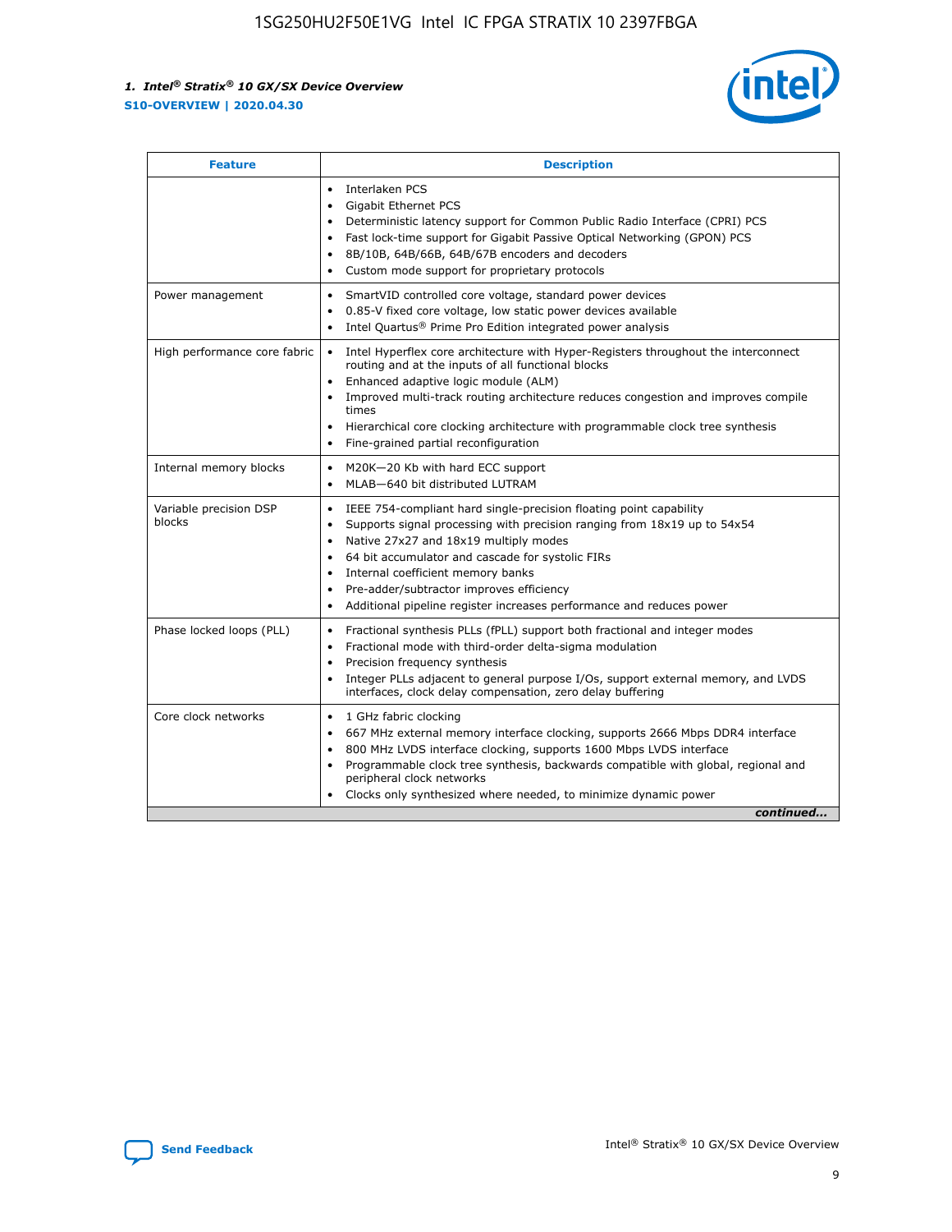| Feature | Description |
| --- | --- |
| | • Interlaken PCS<br>• Gigabit Ethernet PCS<br>• Deterministic latency support for Common Public Radio Interface (CPRI) PCS<br>• Fast lock-time support for Gigabit Passive Optical Networking (GPON) PCS<br>• 8B/10B, 64B/66B, 64B/67B encoders and decoders<br>• Custom mode support for proprietary protocols |
| Power management | • SmartVID controlled core voltage, standard power devices<br>• 0.85-V fixed core voltage, low static power devices available<br>• Intel Quartus® Prime Pro Edition integrated power analysis |
| High performance core fabric | • Intel Hyperflex core architecture with Hyper-Registers throughout the interconnect routing and at the inputs of all functional blocks<br>• Enhanced adaptive logic module (ALM)<br>• Improved multi-track routing architecture reduces congestion and improves compile times<br>• Hierarchical core clocking architecture with programmable clock tree synthesis<br>• Fine-grained partial reconfiguration |
| Internal memory blocks | • M20K—20 Kb with hard ECC support<br>• MLAB—640 bit distributed LUTRAM |
| Variable precision DSP blocks | • IEEE 754-compliant hard single-precision floating point capability<br>• Supports signal processing with precision ranging from 18x19 up to 54x54<br>• Native 27x27 and 18x19 multiply modes<br>• 64 bit accumulator and cascade for systolic FIRs<br>• Internal coefficient memory banks<br>• Pre-adder/subtractor improves efficiency<br>• Additional pipeline register increases performance and reduces power |
| Phase locked loops (PLL) | • Fractional synthesis PLLs (fPLL) support both fractional and integer modes<br>• Fractional mode with third-order delta-sigma modulation<br>• Precision frequency synthesis<br>• Integer PLLs adjacent to general purpose I/Os, support external memory, and LVDS interfaces, clock delay compensation, zero delay buffering |
| Core clock networks | • 1 GHz fabric clocking<br>• 667 MHz external memory interface clocking, supports 2666 Mbps DDR4 interface<br>• 800 MHz LVDS interface clocking, supports 1600 Mbps LVDS interface<br>• Programmable clock tree synthesis, backwards compatible with global, regional and peripheral clock networks<br>• Clocks only synthesized where needed, to minimize dynamic power |

*continued...*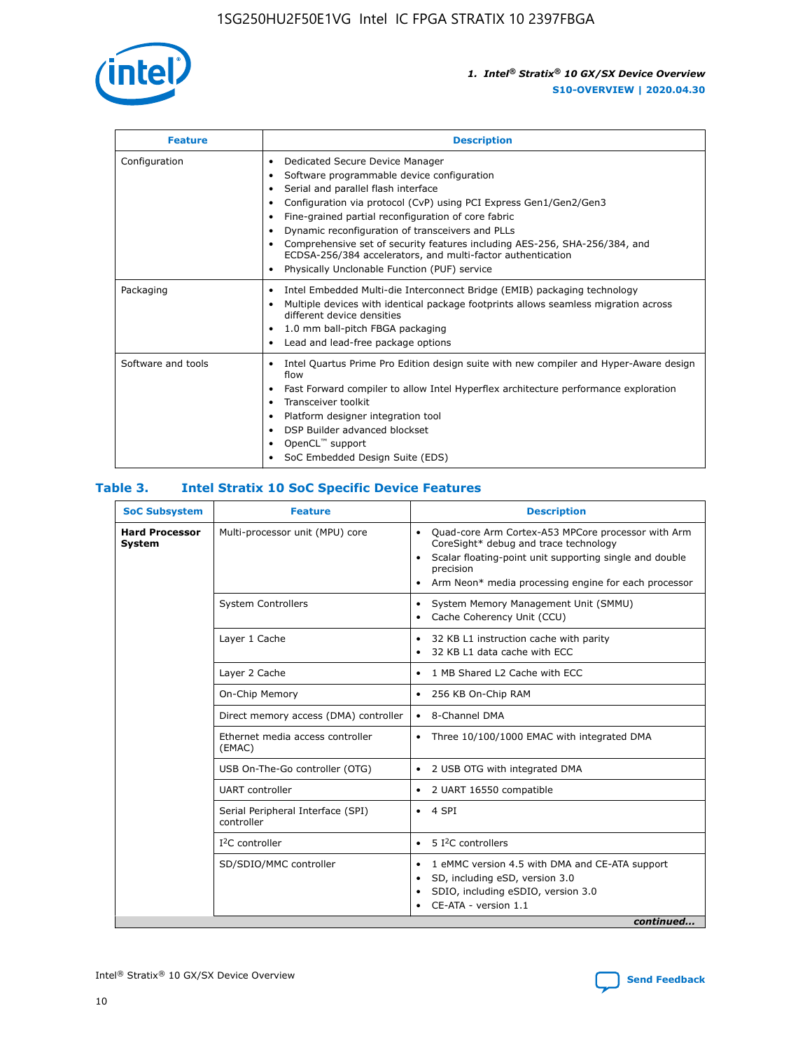| Feature | Description |
| --- | --- |
| Configuration | • Dedicated Secure Device Manager<br>• Software programmable device configuration<br>• Serial and parallel flash interface<br>• Configuration via protocol (CvP) using PCI Express Gen1/Gen2/Gen3<br>• Fine-grained partial reconfiguration of core fabric<br>• Dynamic reconfiguration of transceivers and PLLs<br>• Comprehensive set of security features including AES-256, SHA-256/384, and ECDSA-256/384 accelerators, and multi-factor authentication<br>• Physically Unclonable Function (PUF) service |
| Packaging | • Intel Embedded Multi-die Interconnect Bridge (EMIB) packaging technology<br>• Multiple devices with identical package footprints allows seamless migration across different device densities<br>• 1.0 mm ball-pitch FBGA packaging<br>• Lead and lead-free package options |
| Software and tools | • Intel Quartus Prime Pro Edition design suite with new compiler and Hyper-Aware design flow<br>• Fast Forward compiler to allow Intel Hyperflex architecture performance exploration<br>• Transceiver toolkit<br>• Platform designer integration tool<br>• DSP Builder advanced blockset<br>• OpenCL™ support<br>• SoC Embedded Design Suite (EDS) |

## Table 3. Intel Stratix 10 SoC Specific Device Features

| SoC Subsystem | Feature | Description |
| --- | --- | --- |
| **Hard Processor System** | Multi-processor unit (MPU) core | • Quad-core Arm Cortex-A53 MPCore processor with Arm CoreSight* debug and trace technology<br>• Scalar floating-point unit supporting single and double precision<br>• Arm Neon* media processing engine for each processor |
| | System Controllers | • System Memory Management Unit (SMMU)<br>• Cache Coherency Unit (CCU) |
| | Layer 1 Cache | • 32 KB L1 instruction cache with parity<br>• 32 KB L1 data cache with ECC |
| | Layer 2 Cache | • 1 MB Shared L2 Cache with ECC |
| | On-Chip Memory | • 256 KB On-Chip RAM |
| | Direct memory access (DMA) controller | • 8-Channel DMA |
| | Ethernet media access controller (EMAC) | • Three 10/100/1000 EMAC with integrated DMA |
| | USB On-The-Go controller (OTG) | • 2 USB OTG with integrated DMA |
| | UART controller | • 2 UART 16550 compatible |
| | Serial Peripheral Interface (SPI) controller | • 4 SPI |
| | I²C controller | • 5 I²C controllers |
| | SD/SDIO/MMC controller | • 1 eMMC version 4.5 with DMA and CE-ATA support<br>• SD, including eSD, version 3.0<br>• SDIO, including eSDIO, version 3.0<br>• CE-ATA - version 1.1 |

*continued...*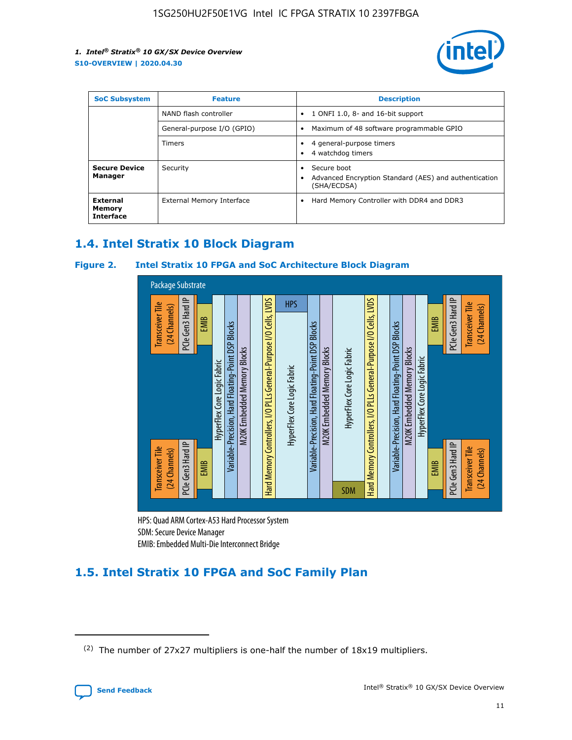| SoC Subsystem | Feature | Description |
| --- | --- | --- |
| | NAND flash controller | • 1 ONFI 1.0, 8- and 16-bit support |
| | General-purpose I/O (GPIO) | • Maximum of 48 software programmable GPIO |
| | Timers | • 4 general-purpose timers<br>• 4 watchdog timers |
| **Secure Device Manager** | Security | • Secure boot<br>• Advanced Encryption Standard (AES) and authentication (SHA/ECDSA) |
| **External Memory Interface** | External Memory Interface | • Hard Memory Controller with DDR4 and DDR3 |

## 1.4. Intel Stratix 10 Block Diagram

**Figure 2. Intel Stratix 10 FPGA and SoC Architecture Block Diagram**

Package Substrate

Transceiver Tile (24 Channels) | PCIe Gen3 Hard IP | EMIB | HyperFlex Core Logic Fabric | Variable-Precision, Hard Floating-Point DSP Blocks | M20K Embedded Memory Blocks | Hard Memory Controllers, I/O PLLs General-Purpose I/O Cells, LVDS | HPS | HyperFlex Core Logic Fabric | Variable-Precision, Hard Floating-Point DSP Blocks | M20K Embedded Memory Blocks | HyperFlex Core Logic Fabric | SDM | Hard Memory Controllers, I/O PLLs General-Purpose I/O Cells, LVDS | Variable-Precision, Hard Floating-Point DSP Blocks | M20K Embedded Memory Blocks | HyperFlex Core Logic Fabric | EMIB | PCIe Gen3 Hard IP | Transceiver Tile (24 Channels)

HPS: Quad ARM Cortex-A53 Hard Processor System
SDM: Secure Device Manager
EMIB: Embedded Multi-Die Interconnect Bridge

## 1.5. Intel Stratix 10 FPGA and SoC Family Plan

(2) The number of 27x27 multipliers is one-half the number of 18x19 multipliers.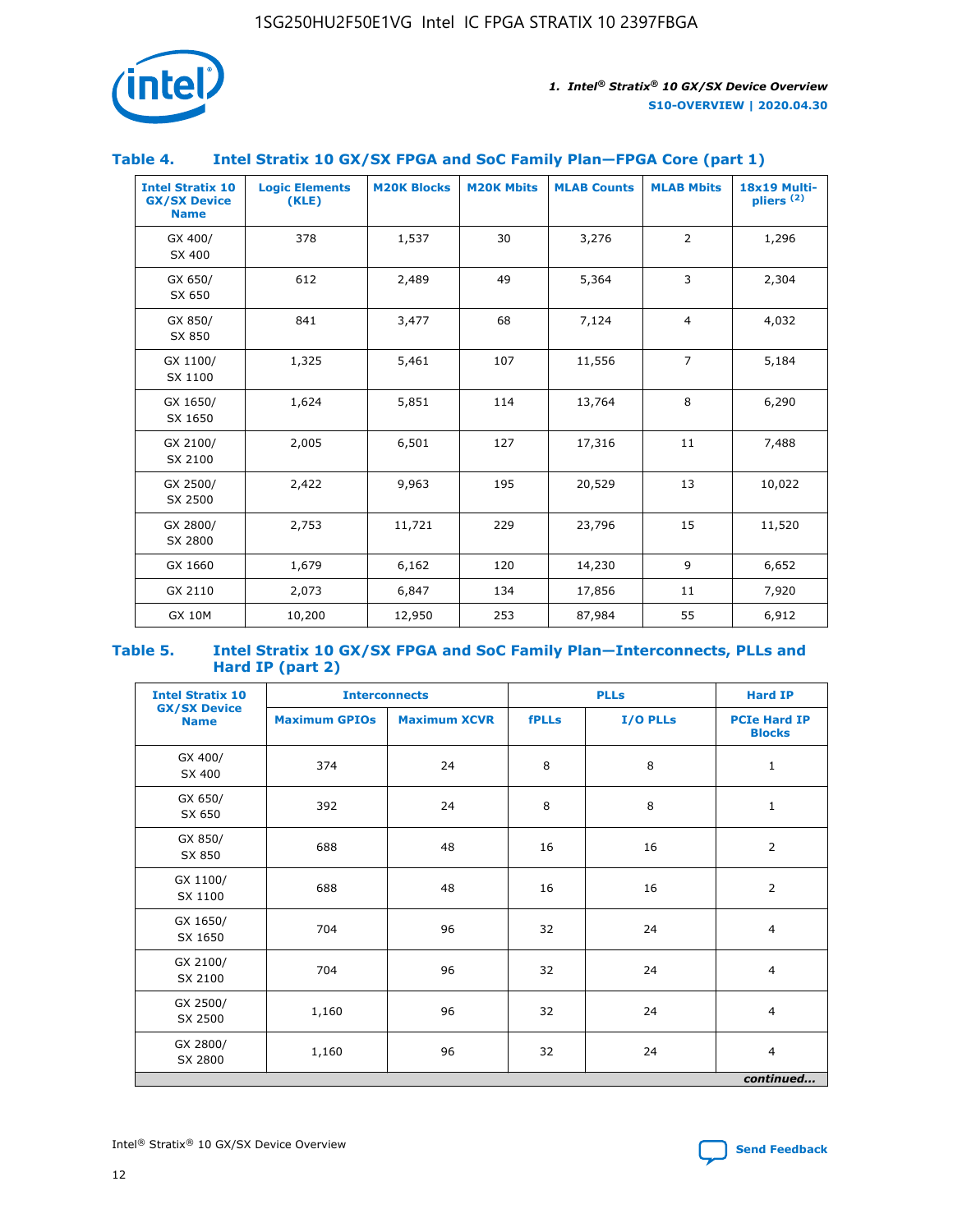## Table 4. Intel Stratix 10 GX/SX FPGA and SoC Family Plan—FPGA Core (part 1)

| Intel Stratix 10 GX/SX Device Name | Logic Elements (KLE) | M20K Blocks | M20K Mbits | MLAB Counts | MLAB Mbits | 18x19 Multipliers (2) |
|---|---|---|---|---|---|---|
| GX 400/ SX 400 | 378 | 1,537 | 30 | 3,276 | 2 | 1,296 |
| GX 650/ SX 650 | 612 | 2,489 | 49 | 5,364 | 3 | 2,304 |
| GX 850/ SX 850 | 841 | 3,477 | 68 | 7,124 | 4 | 4,032 |
| GX 1100/ SX 1100 | 1,325 | 5,461 | 107 | 11,556 | 7 | 5,184 |
| GX 1650/ SX 1650 | 1,624 | 5,851 | 114 | 13,764 | 8 | 6,290 |
| GX 2100/ SX 2100 | 2,005 | 6,501 | 127 | 17,316 | 11 | 7,488 |
| GX 2500/ SX 2500 | 2,422 | 9,963 | 195 | 20,529 | 13 | 10,022 |
| GX 2800/ SX 2800 | 2,753 | 11,721 | 229 | 23,796 | 15 | 11,520 |
| GX 1660 | 1,679 | 6,162 | 120 | 14,230 | 9 | 6,652 |
| GX 2110 | 2,073 | 6,847 | 134 | 17,856 | 11 | 7,920 |
| GX 10M | 10,200 | 12,950 | 253 | 87,984 | 55 | 6,912 |

## Table 5. Intel Stratix 10 GX/SX FPGA and SoC Family Plan—Interconnects, PLLs and Hard IP (part 2)

| Intel Stratix 10 GX/SX Device Name | Interconnects | | PLLs | | Hard IP |
|---|---|---|---|---|---|
| | Maximum GPIOs | Maximum XCVR | fPLLs | I/O PLLs | PCIe Hard IP Blocks |
| GX 400/ SX 400 | 374 | 24 | 8 | 8 | 1 |
| GX 650/ SX 650 | 392 | 24 | 8 | 8 | 1 |
| GX 850/ SX 850 | 688 | 48 | 16 | 16 | 2 |
| GX 1100/ SX 1100 | 688 | 48 | 16 | 16 | 2 |
| GX 1650/ SX 1650 | 704 | 96 | 32 | 24 | 4 |
| GX 2100/ SX 2100 | 704 | 96 | 32 | 24 | 4 |
| GX 2500/ SX 2500 | 1,160 | 96 | 32 | 24 | 4 |
| GX 2800/ SX 2800 | 1,160 | 96 | 32 | 24 | 4 |

*continued...*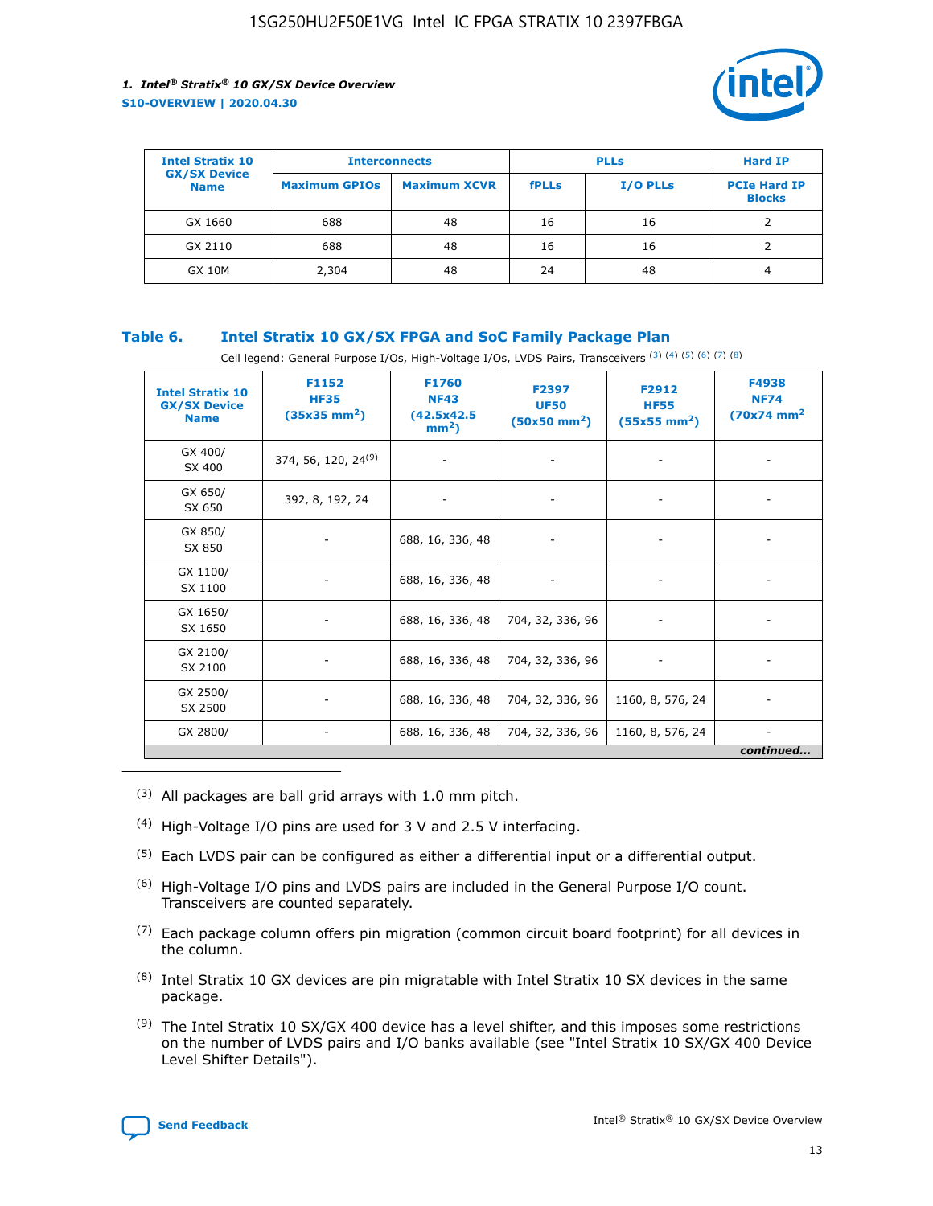| Intel Stratix 10 GX/SX Device Name | Interconnects | | PLLs | | Hard IP |
|---|---|---|---|---|---|
| | Maximum GPIOs | Maximum XCVR | fPLLs | I/O PLLs | PCIe Hard IP Blocks |
| GX 1660 | 688 | 48 | 16 | 16 | 2 |
| GX 2110 | 688 | 48 | 16 | 16 | 2 |
| GX 10M | 2,304 | 48 | 24 | 48 | 4 |

### Table 6. Intel Stratix 10 GX/SX FPGA and SoC Family Package Plan

Cell legend: General Purpose I/Os, High-Voltage I/Os, LVDS Pairs, Transceivers [3] [4] [5] [6] [7] [8]

| Intel Stratix 10 GX/SX Device Name | F1152 HF35 (35x35 mm²) | F1760 NF43 (42.5x42.5 mm²) | F2397 UF50 (50x50 mm²) | F2912 HF55 (55x55 mm²) | F4938 NF74 (70x74 mm² |
|---|---|---|---|---|---|
| GX 400/ SX 400 | 374, 56, 120, 24[9] | - | - | - | - |
| GX 650/ SX 650 | 392, 8, 192, 24 | - | - | - | - |
| GX 850/ SX 850 | - | 688, 16, 336, 48 | - | - | - |
| GX 1100/ SX 1100 | - | 688, 16, 336, 48 | - | - | - |
| GX 1650/ SX 1650 | - | 688, 16, 336, 48 | 704, 32, 336, 96 | - | - |
| GX 2100/ SX 2100 | - | 688, 16, 336, 48 | 704, 32, 336, 96 | - | - |
| GX 2500/ SX 2500 | - | 688, 16, 336, 48 | 704, 32, 336, 96 | 1160, 8, 576, 24 | - |
| GX 2800/ | - | 688, 16, 336, 48 | 704, 32, 336, 96 | 1160, 8, 576, 24 | - |

*continued...*

(3) All packages are ball grid arrays with 1.0 mm pitch.

(4) High-Voltage I/O pins are used for 3 V and 2.5 V interfacing.

(5) Each LVDS pair can be configured as either a differential input or a differential output.

(6) High-Voltage I/O pins and LVDS pairs are included in the General Purpose I/O count. Transceivers are counted separately.

(7) Each package column offers pin migration (common circuit board footprint) for all devices in the column.

(8) Intel Stratix 10 GX devices are pin migratable with Intel Stratix 10 SX devices in the same package.

(9) The Intel Stratix 10 SX/GX 400 device has a level shifter, and this imposes some restrictions on the number of LVDS pairs and I/O banks available (see "Intel Stratix 10 SX/GX 400 Device Level Shifter Details").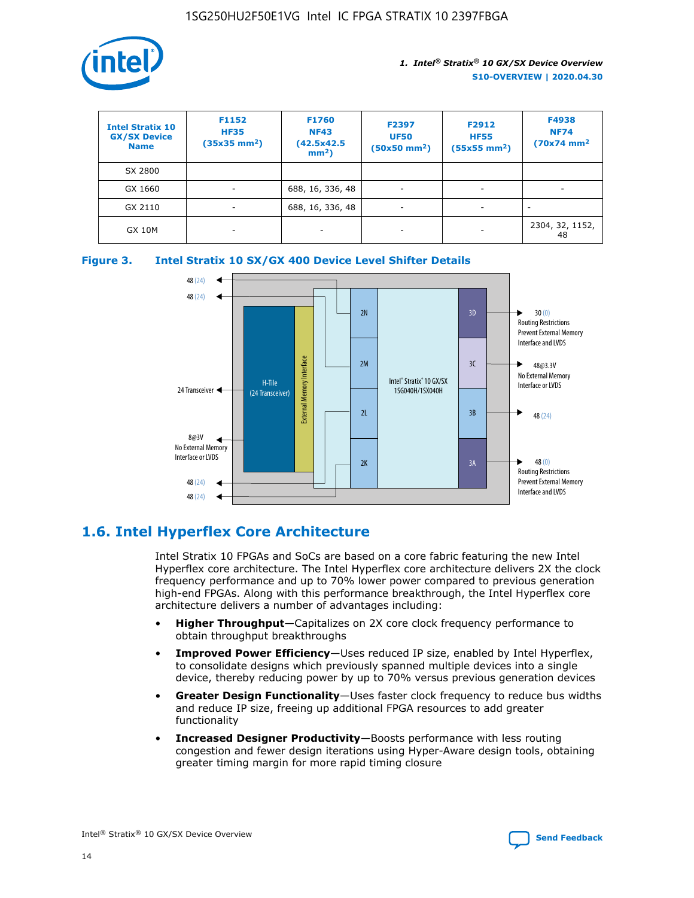| Intel Stratix 10 GX/SX Device Name | F1152 HF35 (35x35 mm²) | F1760 NF43 (42.5x42.5 mm²) | F2397 UF50 (50x50 mm²) | F2912 HF55 (55x55 mm²) | F4938 NF74 (70x74 mm² |
|---|---|---|---|---|---|
| SX 2800 | | | | | |
| GX 1660 | - | 688, 16, 336, 48 | - | - | - |
| GX 2110 | - | 688, 16, 336, 48 | - | - | - |
| GX 10M | - | - | - | - | 2304, 32, 1152, 48 |

**Figure 3. Intel Stratix 10 SX/GX 400 Device Level Shifter Details**

48 (24)
48 (24)
24 Transceiver
8@3V No External Memory Interface or LVDS
48 (24)
48 (24)
H-Tile (24 Transceiver)
External Memory Interface
2N
2M
2L
2K
Intel® Stratix® 10 GX/SX 1SG040H/1SX040H
3D
3C
3B
3A
30 (0) Routing Restrictions Prevent External Memory Interface and LVDS
48@3.3V No External Memory Interface or LVDS
48 (24)
48 (0) Routing Restrictions Prevent External Memory Interface and LVDS

## 1.6. Intel Hyperflex Core Architecture

Intel Stratix 10 FPGAs and SoCs are based on a core fabric featuring the new Intel Hyperflex core architecture. The Intel Hyperflex core architecture delivers 2X the clock frequency performance and up to 70% lower power compared to previous generation high-end FPGAs. Along with this performance breakthrough, the Intel Hyperflex core architecture delivers a number of advantages including:

- **Higher Throughput**—Capitalizes on 2X core clock frequency performance to obtain throughput breakthroughs
- **Improved Power Efficiency**—Uses reduced IP size, enabled by Intel Hyperflex, to consolidate designs which previously spanned multiple devices into a single device, thereby reducing power by up to 70% versus previous generation devices
- **Greater Design Functionality**—Uses faster clock frequency to reduce bus widths and reduce IP size, freeing up additional FPGA resources to add greater functionality
- **Increased Designer Productivity**—Boosts performance with less routing congestion and fewer design iterations using Hyper-Aware design tools, obtaining greater timing margin for more rapid timing closure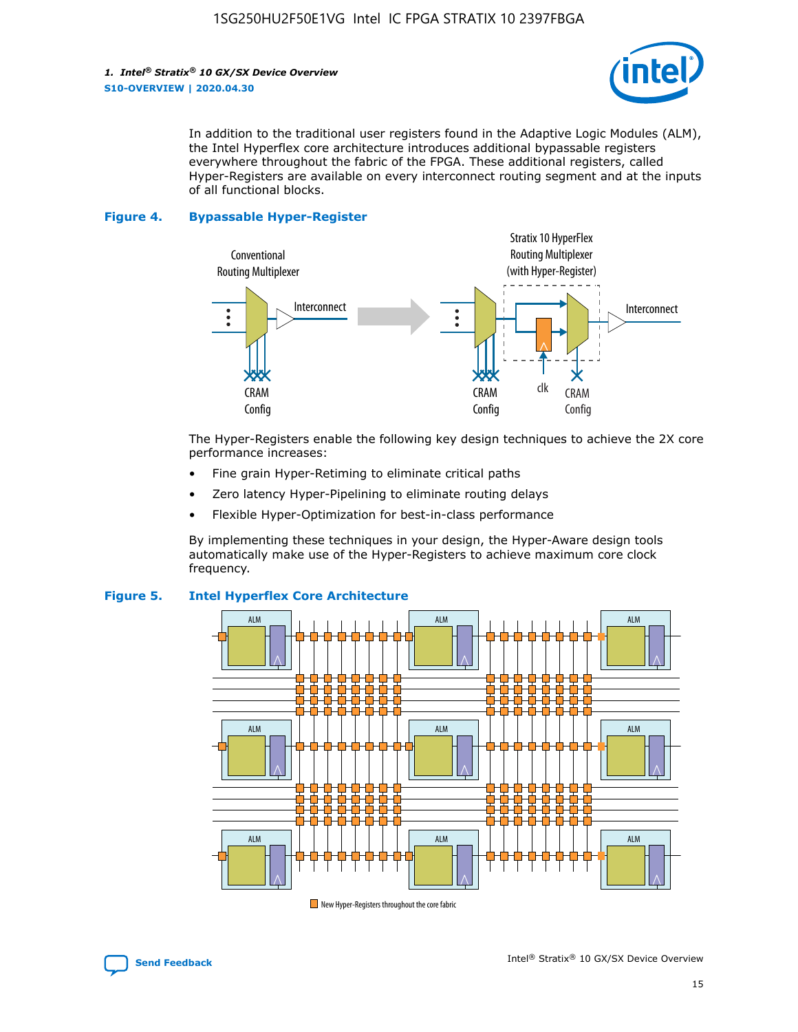In addition to the traditional user registers found in the Adaptive Logic Modules (ALM), the Intel Hyperflex core architecture introduces additional bypassable registers everywhere throughout the fabric of the FPGA. These additional registers, called Hyper-Registers are available on every interconnect routing segment and at the inputs of all functional blocks.

**Figure 4. Bypassable Hyper-Register**

The Hyper-Registers enable the following key design techniques to achieve the 2X core performance increases:

- Fine grain Hyper-Retiming to eliminate critical paths
- Zero latency Hyper-Pipelining to eliminate routing delays
- Flexible Hyper-Optimization for best-in-class performance

By implementing these techniques in your design, the Hyper-Aware design tools automatically make use of the Hyper-Registers to achieve maximum core clock frequency.

**Figure 5. Intel Hyperflex Core Architecture**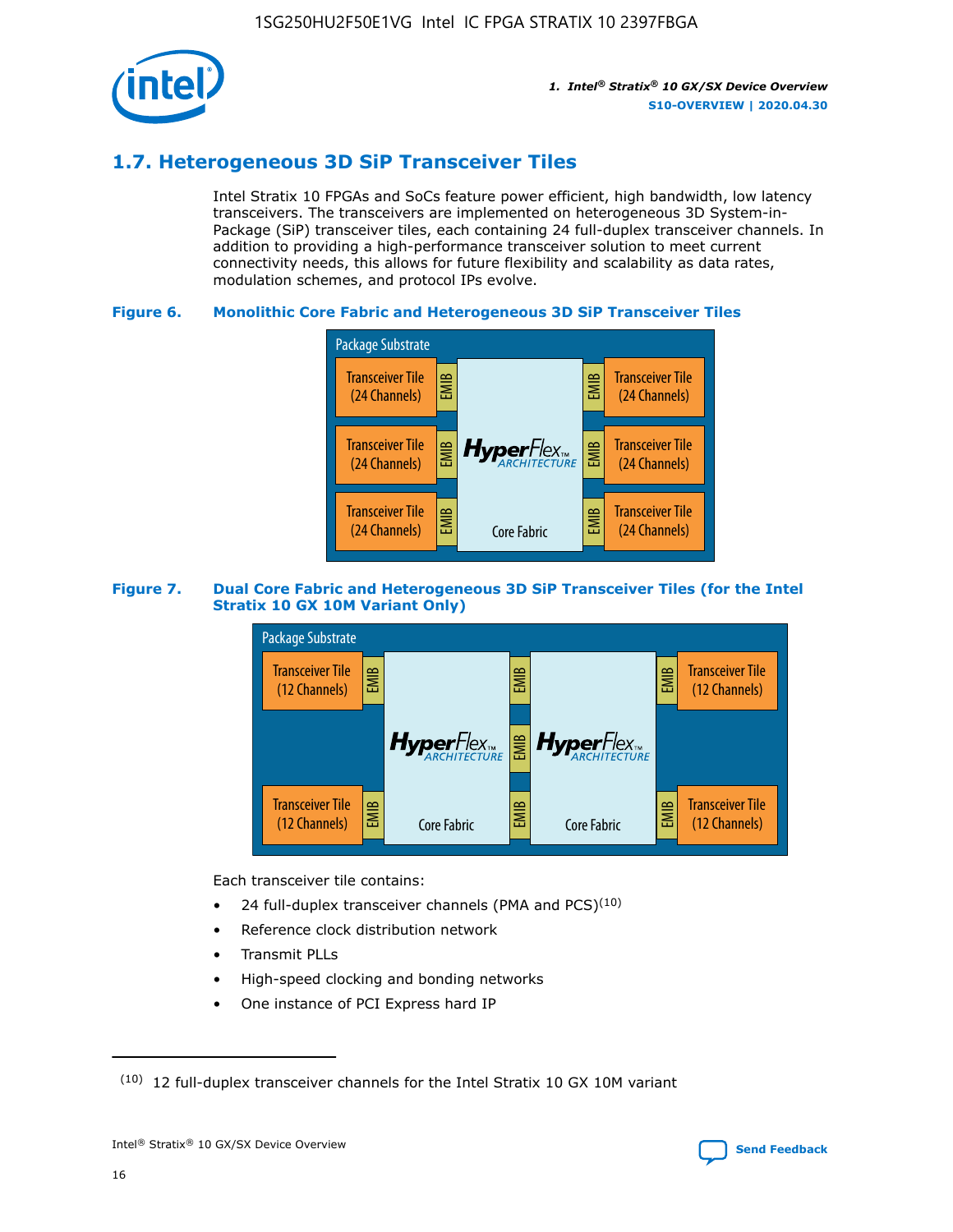## 1.7. Heterogeneous 3D SiP Transceiver Tiles

Intel Stratix 10 FPGAs and SoCs feature power efficient, high bandwidth, low latency transceivers. The transceivers are implemented on heterogeneous 3D System-in-Package (SiP) transceiver tiles, each containing 24 full-duplex transceiver channels. In addition to providing a high-performance transceiver solution to meet current connectivity needs, this allows for future flexibility and scalability as data rates, modulation schemes, and protocol IPs evolve.

**Figure 6. Monolithic Core Fabric and Heterogeneous 3D SiP Transceiver Tiles**

Package Substrate

Transceiver Tile (24 Channels) | EMIB | HyperFlex ARCHITECTURE Core Fabric | EMIB | Transceiver Tile (24 Channels)

**Figure 7. Dual Core Fabric and Heterogeneous 3D SiP Transceiver Tiles (for the Intel Stratix 10 GX 10M Variant Only)**

Package Substrate

Transceiver Tile (12 Channels) | EMIB | HyperFlex ARCHITECTURE Core Fabric | EMIB | HyperFlex ARCHITECTURE Core Fabric | EMIB | Transceiver Tile (12 Channels)

Each transceiver tile contains:

- 24 full-duplex transceiver channels (PMA and PCS)[10]
- Reference clock distribution network
- Transmit PLLs
- High-speed clocking and bonding networks
- One instance of PCI Express hard IP

[10] 12 full-duplex transceiver channels for the Intel Stratix 10 GX 10M variant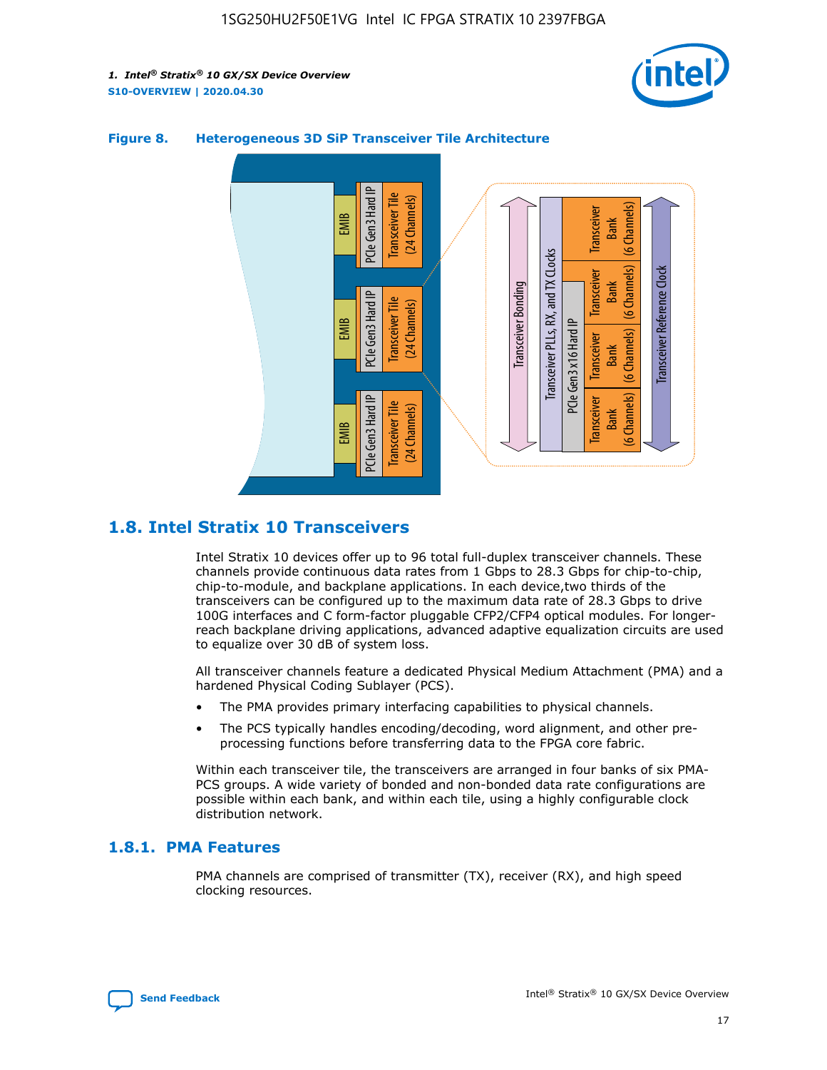**Figure 8. Heterogeneous 3D SiP Transceiver Tile Architecture**

## 1.8. Intel Stratix 10 Transceivers

Intel Stratix 10 devices offer up to 96 total full-duplex transceiver channels. These channels provide continuous data rates from 1 Gbps to 28.3 Gbps for chip-to-chip, chip-to-module, and backplane applications. In each device,two thirds of the transceivers can be configured up to the maximum data rate of 28.3 Gbps to drive 100G interfaces and C form-factor pluggable CFP2/CFP4 optical modules. For longer-reach backplane driving applications, advanced adaptive equalization circuits are used to equalize over 30 dB of system loss.

All transceiver channels feature a dedicated Physical Medium Attachment (PMA) and a hardened Physical Coding Sublayer (PCS).

- The PMA provides primary interfacing capabilities to physical channels.
- The PCS typically handles encoding/decoding, word alignment, and other pre-processing functions before transferring data to the FPGA core fabric.

Within each transceiver tile, the transceivers are arranged in four banks of six PMA-PCS groups. A wide variety of bonded and non-bonded data rate configurations are possible within each bank, and within each tile, using a highly configurable clock distribution network.

### 1.8.1. PMA Features

PMA channels are comprised of transmitter (TX), receiver (RX), and high speed clocking resources.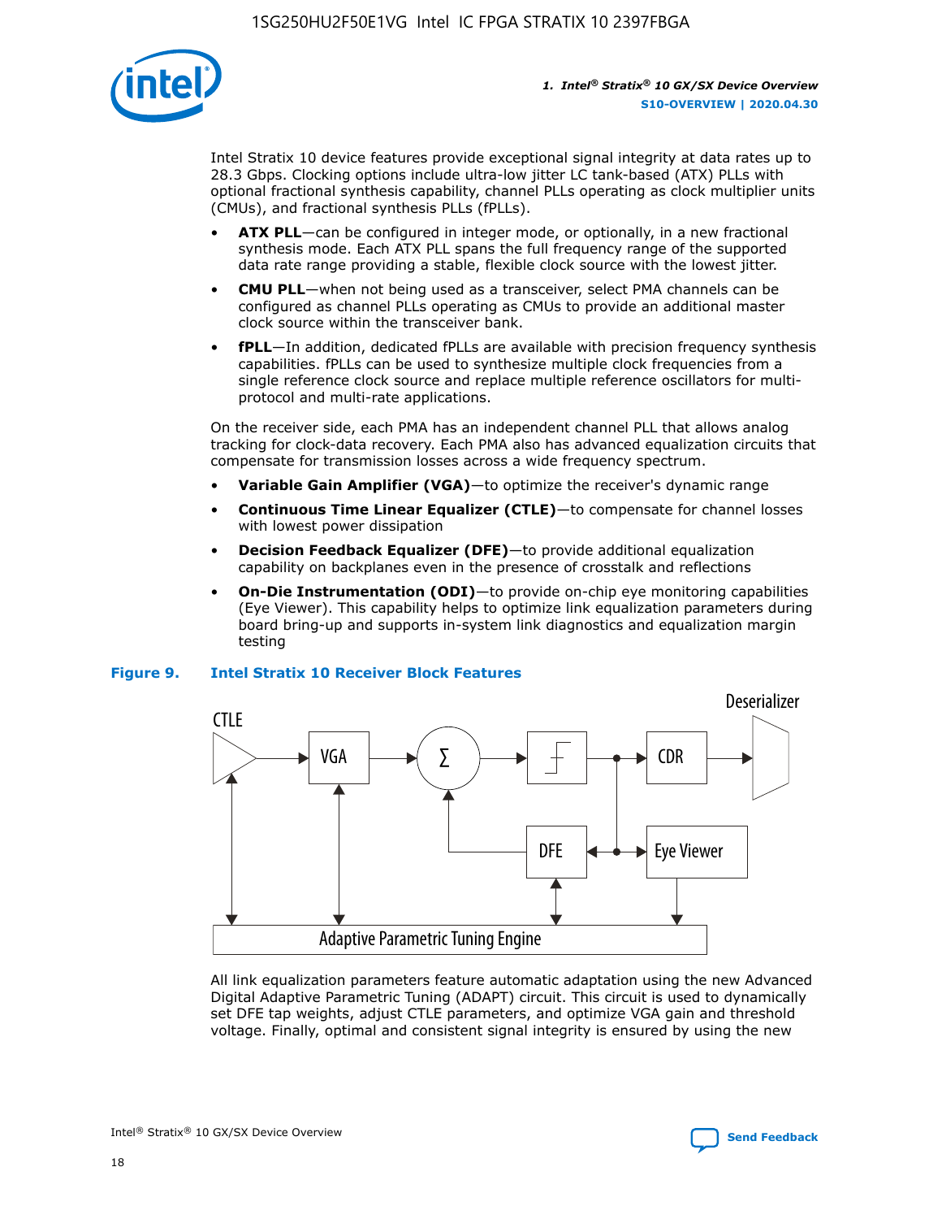Intel Stratix 10 device features provide exceptional signal integrity at data rates up to 28.3 Gbps. Clocking options include ultra-low jitter LC tank-based (ATX) PLLs with optional fractional synthesis capability, channel PLLs operating as clock multiplier units (CMUs), and fractional synthesis PLLs (fPLLs).

- **ATX PLL**—can be configured in integer mode, or optionally, in a new fractional synthesis mode. Each ATX PLL spans the full frequency range of the supported data rate range providing a stable, flexible clock source with the lowest jitter.
- **CMU PLL**—when not being used as a transceiver, select PMA channels can be configured as channel PLLs operating as CMUs to provide an additional master clock source within the transceiver bank.
- **fPLL**—In addition, dedicated fPLLs are available with precision frequency synthesis capabilities. fPLLs can be used to synthesize multiple clock frequencies from a single reference clock source and replace multiple reference oscillators for multi-protocol and multi-rate applications.

On the receiver side, each PMA has an independent channel PLL that allows analog tracking for clock-data recovery. Each PMA also has advanced equalization circuits that compensate for transmission losses across a wide frequency spectrum.

- **Variable Gain Amplifier (VGA)**—to optimize the receiver's dynamic range
- **Continuous Time Linear Equalizer (CTLE)**—to compensate for channel losses with lowest power dissipation
- **Decision Feedback Equalizer (DFE)**—to provide additional equalization capability on backplanes even in the presence of crosstalk and reflections
- **On-Die Instrumentation (ODI)**—to provide on-chip eye monitoring capabilities (Eye Viewer). This capability helps to optimize link equalization parameters during board bring-up and supports in-system link diagnostics and equalization margin testing

**Figure 9. Intel Stratix 10 Receiver Block Features**

All link equalization parameters feature automatic adaptation using the new Advanced Digital Adaptive Parametric Tuning (ADAPT) circuit. This circuit is used to dynamically set DFE tap weights, adjust CTLE parameters, and optimize VGA gain and threshold voltage. Finally, optimal and consistent signal integrity is ensured by using the new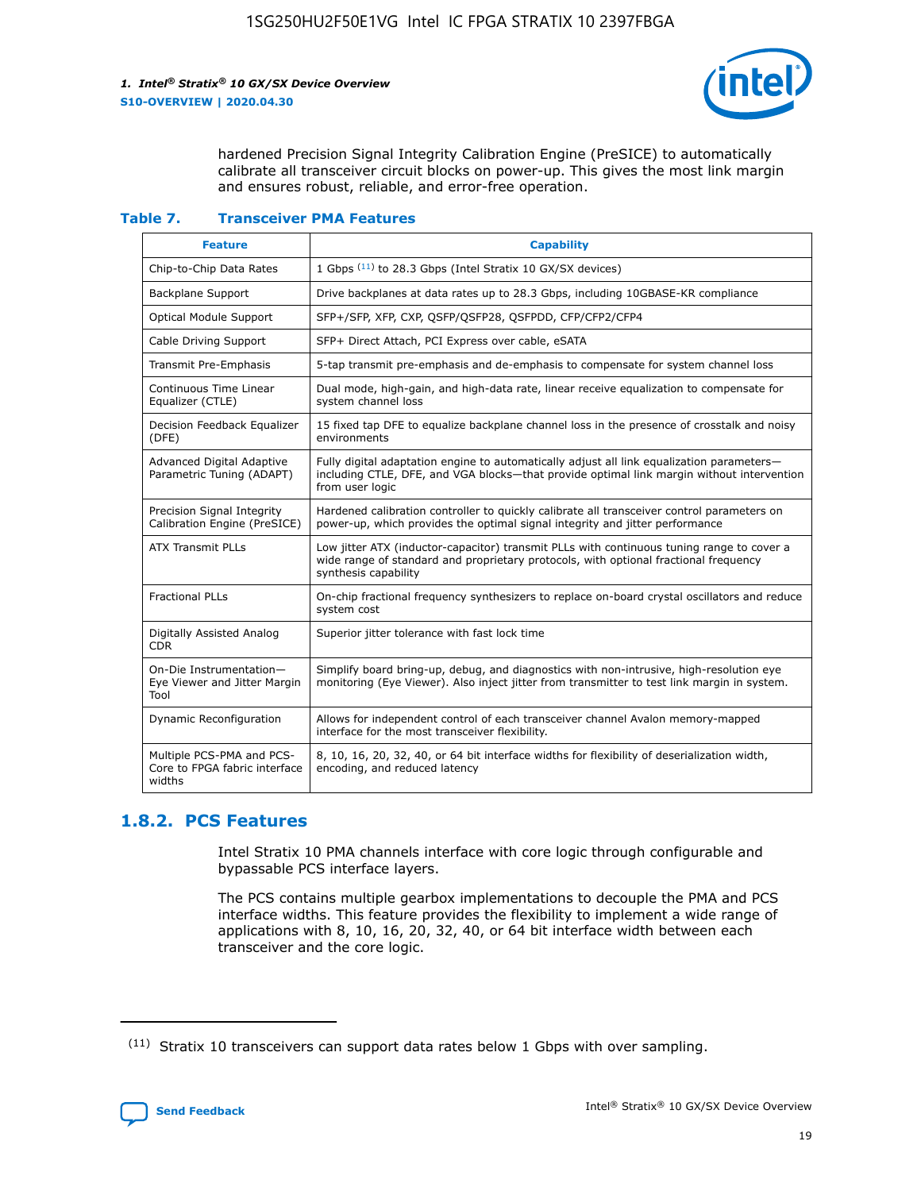hardened Precision Signal Integrity Calibration Engine (PreSICE) to automatically calibrate all transceiver circuit blocks on power-up. This gives the most link margin and ensures robust, reliable, and error-free operation.

**Table 7. Transceiver PMA Features**

| Feature | Capability |
| --- | --- |
| Chip-to-Chip Data Rates | 1 Gbps [11] to 28.3 Gbps (Intel Stratix 10 GX/SX devices) |
| Backplane Support | Drive backplanes at data rates up to 28.3 Gbps, including 10GBASE-KR compliance |
| Optical Module Support | SFP+/SFP, XFP, CXP, QSFP/QSFP28, QSFPDD, CFP/CFP2/CFP4 |
| Cable Driving Support | SFP+ Direct Attach, PCI Express over cable, eSATA |
| Transmit Pre-Emphasis | 5-tap transmit pre-emphasis and de-emphasis to compensate for system channel loss |
| Continuous Time Linear Equalizer (CTLE) | Dual mode, high-gain, and high-data rate, linear receive equalization to compensate for system channel loss |
| Decision Feedback Equalizer (DFE) | 15 fixed tap DFE to equalize backplane channel loss in the presence of crosstalk and noisy environments |
| Advanced Digital Adaptive Parametric Tuning (ADAPT) | Fully digital adaptation engine to automatically adjust all link equalization parameters—including CTLE, DFE, and VGA blocks—that provide optimal link margin without intervention from user logic |
| Precision Signal Integrity Calibration Engine (PreSICE) | Hardened calibration controller to quickly calibrate all transceiver control parameters on power-up, which provides the optimal signal integrity and jitter performance |
| ATX Transmit PLLs | Low jitter ATX (inductor-capacitor) transmit PLLs with continuous tuning range to cover a wide range of standard and proprietary protocols, with optional fractional frequency synthesis capability |
| Fractional PLLs | On-chip fractional frequency synthesizers to replace on-board crystal oscillators and reduce system cost |
| Digitally Assisted Analog CDR | Superior jitter tolerance with fast lock time |
| On-Die Instrumentation—Eye Viewer and Jitter Margin Tool | Simplify board bring-up, debug, and diagnostics with non-intrusive, high-resolution eye monitoring (Eye Viewer). Also inject jitter from transmitter to test link margin in system. |
| Dynamic Reconfiguration | Allows for independent control of each transceiver channel Avalon memory-mapped interface for the most transceiver flexibility. |
| Multiple PCS-PMA and PCS-Core to FPGA fabric interface widths | 8, 10, 16, 20, 32, 40, or 64 bit interface widths for flexibility of deserialization width, encoding, and reduced latency |

## 1.8.2. PCS Features

Intel Stratix 10 PMA channels interface with core logic through configurable and bypassable PCS interface layers.

The PCS contains multiple gearbox implementations to decouple the PMA and PCS interface widths. This feature provides the flexibility to implement a wide range of applications with 8, 10, 16, 20, 32, 40, or 64 bit interface width between each transceiver and the core logic.

[11] Stratix 10 transceivers can support data rates below 1 Gbps with over sampling.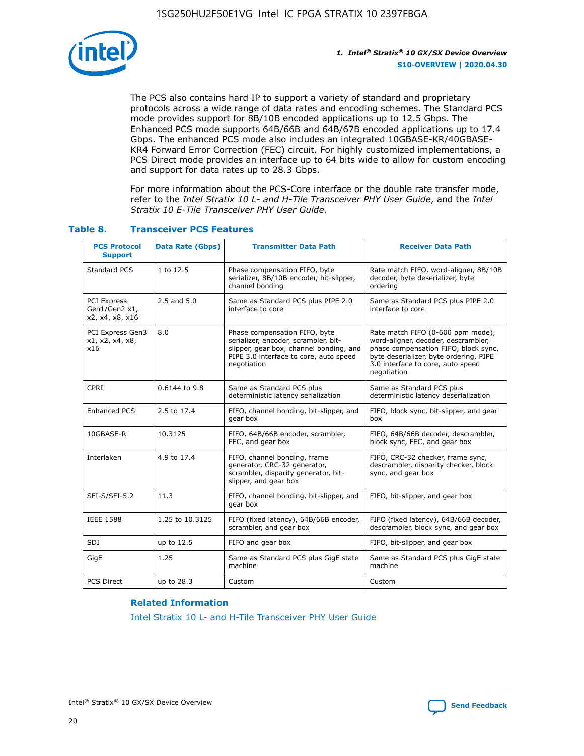The PCS also contains hard IP to support a variety of standard and proprietary protocols across a wide range of data rates and encoding schemes. The Standard PCS mode provides support for 8B/10B encoded applications up to 12.5 Gbps. The Enhanced PCS mode supports 64B/66B and 64B/67B encoded applications up to 17.4 Gbps. The enhanced PCS mode also includes an integrated 10GBASE-KR/40GBASE-KR4 Forward Error Correction (FEC) circuit. For highly customized implementations, a PCS Direct mode provides an interface up to 64 bits wide to allow for custom encoding and support for data rates up to 28.3 Gbps.

For more information about the PCS-Core interface or the double rate transfer mode, refer to the *Intel Stratix 10 L- and H-Tile Transceiver PHY User Guide*, and the *Intel Stratix 10 E-Tile Transceiver PHY User Guide*.

### Table 8. Transceiver PCS Features

| PCS Protocol Support | Data Rate (Gbps) | Transmitter Data Path | Receiver Data Path |
|---|---|---|---|
| Standard PCS | 1 to 12.5 | Phase compensation FIFO, byte serializer, 8B/10B encoder, bit-slipper, channel bonding | Rate match FIFO, word-aligner, 8B/10B decoder, byte deserializer, byte ordering |
| PCI Express Gen1/Gen2 x1, x2, x4, x8, x16 | 2.5 and 5.0 | Same as Standard PCS plus PIPE 2.0 interface to core | Same as Standard PCS plus PIPE 2.0 interface to core |
| PCI Express Gen3 x1, x2, x4, x8, x16 | 8.0 | Phase compensation FIFO, byte serializer, encoder, scrambler, bit-slipper, gear box, channel bonding, and PIPE 3.0 interface to core, auto speed negotiation | Rate match FIFO (0-600 ppm mode), word-aligner, decoder, descrambler, phase compensation FIFO, block sync, byte deserializer, byte ordering, PIPE 3.0 interface to core, auto speed negotiation |
| CPRI | 0.6144 to 9.8 | Same as Standard PCS plus deterministic latency serialization | Same as Standard PCS plus deterministic latency deserialization |
| Enhanced PCS | 2.5 to 17.4 | FIFO, channel bonding, bit-slipper, and gear box | FIFO, block sync, bit-slipper, and gear box |
| 10GBASE-R | 10.3125 | FIFO, 64B/66B encoder, scrambler, FEC, and gear box | FIFO, 64B/66B decoder, descrambler, block sync, FEC, and gear box |
| Interlaken | 4.9 to 17.4 | FIFO, channel bonding, frame generator, CRC-32 generator, scrambler, disparity generator, bit-slipper, and gear box | FIFO, CRC-32 checker, frame sync, descrambler, disparity checker, block sync, and gear box |
| SFI-S/SFI-5.2 | 11.3 | FIFO, channel bonding, bit-slipper, and gear box | FIFO, bit-slipper, and gear box |
| IEEE 1588 | 1.25 to 10.3125 | FIFO (fixed latency), 64B/66B encoder, scrambler, and gear box | FIFO (fixed latency), 64B/66B decoder, descrambler, block sync, and gear box |
| SDI | up to 12.5 | FIFO and gear box | FIFO, bit-slipper, and gear box |
| GigE | 1.25 | Same as Standard PCS plus GigE state machine | Same as Standard PCS plus GigE state machine |
| PCS Direct | up to 28.3 | Custom | Custom |

#### Related Information

Intel Stratix 10 L- and H-Tile Transceiver PHY User Guide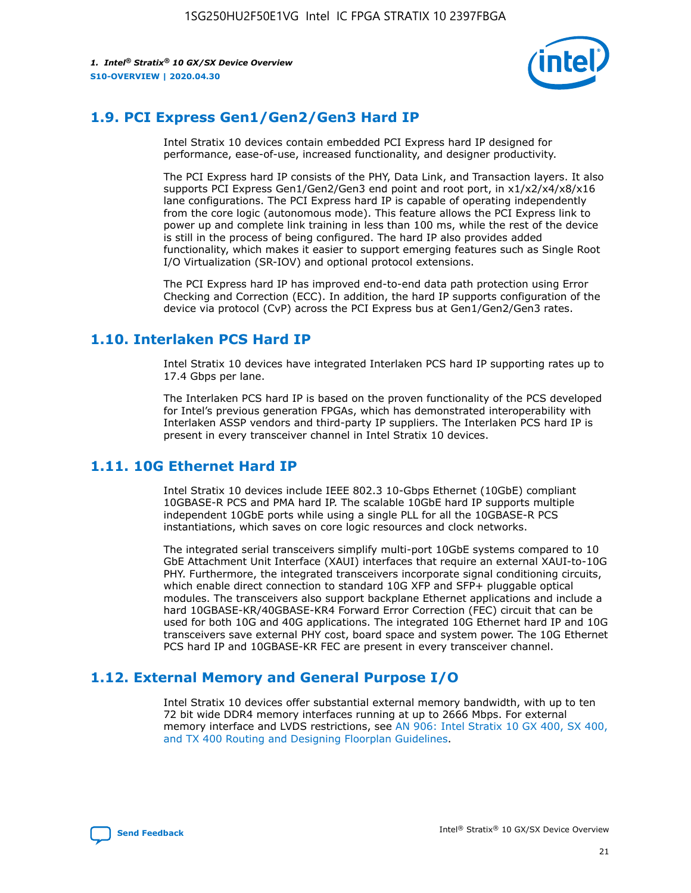## 1.9. PCI Express Gen1/Gen2/Gen3 Hard IP

Intel Stratix 10 devices contain embedded PCI Express hard IP designed for performance, ease-of-use, increased functionality, and designer productivity.

The PCI Express hard IP consists of the PHY, Data Link, and Transaction layers. It also supports PCI Express Gen1/Gen2/Gen3 end point and root port, in x1/x2/x4/x8/x16 lane configurations. The PCI Express hard IP is capable of operating independently from the core logic (autonomous mode). This feature allows the PCI Express link to power up and complete link training in less than 100 ms, while the rest of the device is still in the process of being configured. The hard IP also provides added functionality, which makes it easier to support emerging features such as Single Root I/O Virtualization (SR-IOV) and optional protocol extensions.

The PCI Express hard IP has improved end-to-end data path protection using Error Checking and Correction (ECC). In addition, the hard IP supports configuration of the device via protocol (CvP) across the PCI Express bus at Gen1/Gen2/Gen3 rates.

## 1.10. Interlaken PCS Hard IP

Intel Stratix 10 devices have integrated Interlaken PCS hard IP supporting rates up to 17.4 Gbps per lane.

The Interlaken PCS hard IP is based on the proven functionality of the PCS developed for Intel's previous generation FPGAs, which has demonstrated interoperability with Interlaken ASSP vendors and third-party IP suppliers. The Interlaken PCS hard IP is present in every transceiver channel in Intel Stratix 10 devices.

## 1.11. 10G Ethernet Hard IP

Intel Stratix 10 devices include IEEE 802.3 10-Gbps Ethernet (10GbE) compliant 10GBASE-R PCS and PMA hard IP. The scalable 10GbE hard IP supports multiple independent 10GbE ports while using a single PLL for all the 10GBASE-R PCS instantiations, which saves on core logic resources and clock networks.

The integrated serial transceivers simplify multi-port 10GbE systems compared to 10 GbE Attachment Unit Interface (XAUI) interfaces that require an external XAUI-to-10G PHY. Furthermore, the integrated transceivers incorporate signal conditioning circuits, which enable direct connection to standard 10G XFP and SFP+ pluggable optical modules. The transceivers also support backplane Ethernet applications and include a hard 10GBASE-KR/40GBASE-KR4 Forward Error Correction (FEC) circuit that can be used for both 10G and 40G applications. The integrated 10G Ethernet hard IP and 10G transceivers save external PHY cost, board space and system power. The 10G Ethernet PCS hard IP and 10GBASE-KR FEC are present in every transceiver channel.

## 1.12. External Memory and General Purpose I/O

Intel Stratix 10 devices offer substantial external memory bandwidth, with up to ten 72 bit wide DDR4 memory interfaces running at up to 2666 Mbps. For external memory interface and LVDS restrictions, see AN 906: Intel Stratix 10 GX 400, SX 400, and TX 400 Routing and Designing Floorplan Guidelines.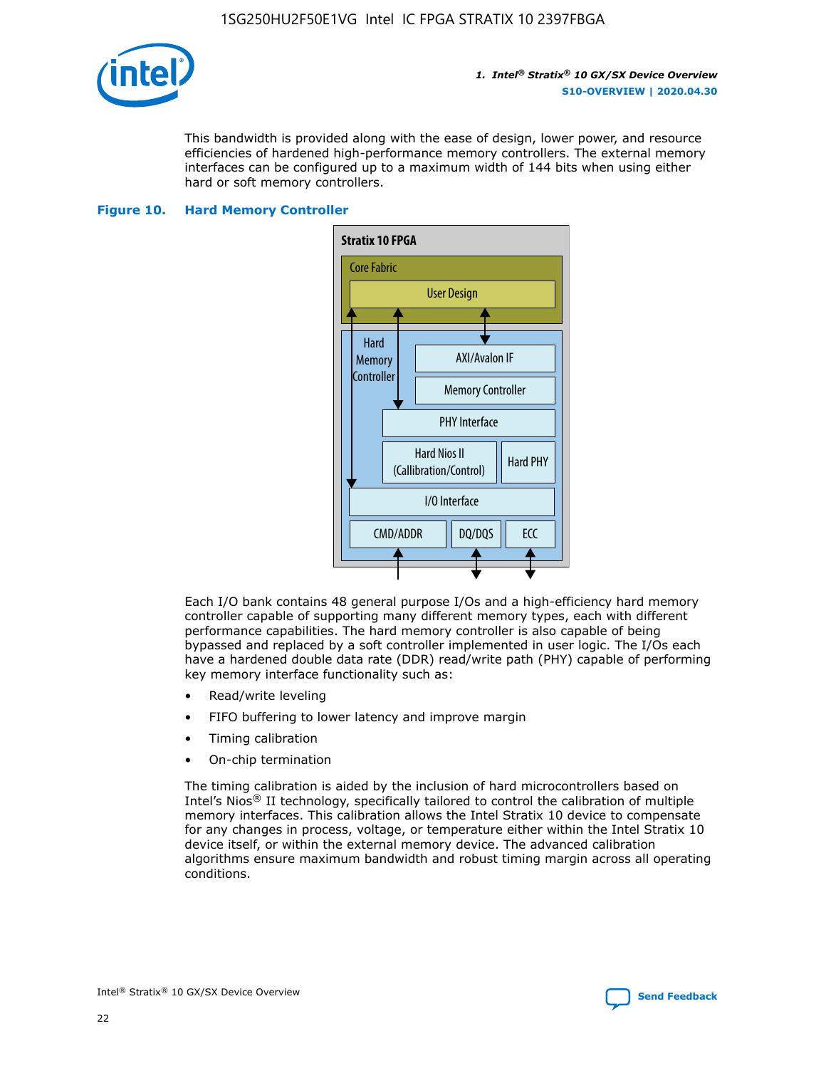This bandwidth is provided along with the ease of design, lower power, and resource efficiencies of hardened high-performance memory controllers. The external memory interfaces can be configured up to a maximum width of 144 bits when using either hard or soft memory controllers.

**Figure 10. Hard Memory Controller**

Each I/O bank contains 48 general purpose I/Os and a high-efficiency hard memory controller capable of supporting many different memory types, each with different performance capabilities. The hard memory controller is also capable of being bypassed and replaced by a soft controller implemented in user logic. The I/Os each have a hardened double data rate (DDR) read/write path (PHY) capable of performing key memory interface functionality such as:

- Read/write leveling
- FIFO buffering to lower latency and improve margin
- Timing calibration
- On-chip termination

The timing calibration is aided by the inclusion of hard microcontrollers based on Intel's Nios® II technology, specifically tailored to control the calibration of multiple memory interfaces. This calibration allows the Intel Stratix 10 device to compensate for any changes in process, voltage, or temperature either within the Intel Stratix 10 device itself, or within the external memory device. The advanced calibration algorithms ensure maximum bandwidth and robust timing margin across all operating conditions.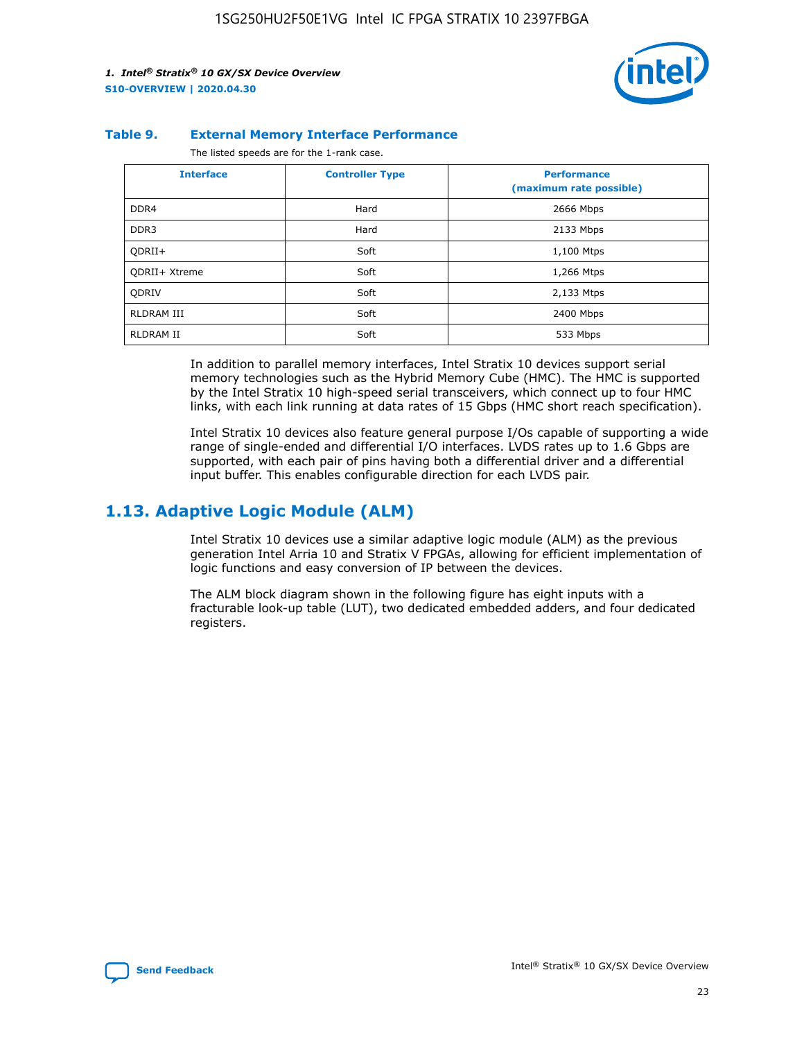**Table 9. External Memory Interface Performance**

The listed speeds are for the 1-rank case.

| Interface | Controller Type | Performance (maximum rate possible) |
|---|---|---|
| DDR4 | Hard | 2666 Mbps |
| DDR3 | Hard | 2133 Mbps |
| QDRII+ | Soft | 1,100 Mtps |
| QDRII+ Xtreme | Soft | 1,266 Mtps |
| QDRIV | Soft | 2,133 Mtps |
| RLDRAM III | Soft | 2400 Mbps |
| RLDRAM II | Soft | 533 Mbps |

In addition to parallel memory interfaces, Intel Stratix 10 devices support serial memory technologies such as the Hybrid Memory Cube (HMC). The HMC is supported by the Intel Stratix 10 high-speed serial transceivers, which connect up to four HMC links, with each link running at data rates of 15 Gbps (HMC short reach specification).

Intel Stratix 10 devices also feature general purpose I/Os capable of supporting a wide range of single-ended and differential I/O interfaces. LVDS rates up to 1.6 Gbps are supported, with each pair of pins having both a differential driver and a differential input buffer. This enables configurable direction for each LVDS pair.

## 1.13. Adaptive Logic Module (ALM)

Intel Stratix 10 devices use a similar adaptive logic module (ALM) as the previous generation Intel Arria 10 and Stratix V FPGAs, allowing for efficient implementation of logic functions and easy conversion of IP between the devices.

The ALM block diagram shown in the following figure has eight inputs with a fracturable look-up table (LUT), two dedicated embedded adders, and four dedicated registers.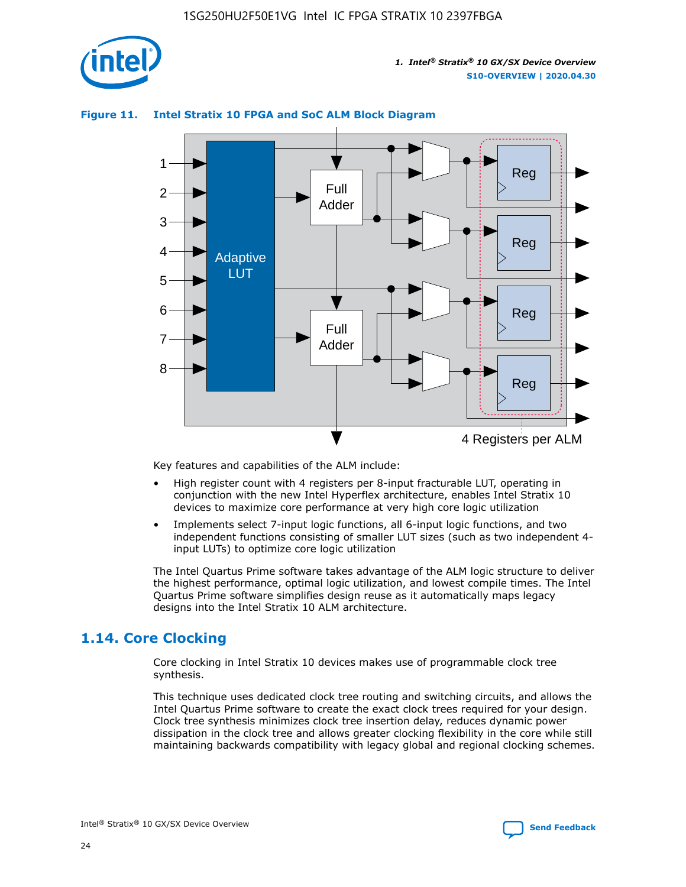**Figure 11. Intel Stratix 10 FPGA and SoC ALM Block Diagram**

Key features and capabilities of the ALM include:

- High register count with 4 registers per 8-input fracturable LUT, operating in conjunction with the new Intel Hyperflex architecture, enables Intel Stratix 10 devices to maximize core performance at very high core logic utilization
- Implements select 7-input logic functions, all 6-input logic functions, and two independent functions consisting of smaller LUT sizes (such as two independent 4-input LUTs) to optimize core logic utilization

The Intel Quartus Prime software takes advantage of the ALM logic structure to deliver the highest performance, optimal logic utilization, and lowest compile times. The Intel Quartus Prime software simplifies design reuse as it automatically maps legacy designs into the Intel Stratix 10 ALM architecture.

## 1.14. Core Clocking

Core clocking in Intel Stratix 10 devices makes use of programmable clock tree synthesis.

This technique uses dedicated clock tree routing and switching circuits, and allows the Intel Quartus Prime software to create the exact clock trees required for your design. Clock tree synthesis minimizes clock tree insertion delay, reduces dynamic power dissipation in the clock tree and allows greater clocking flexibility in the core while still maintaining backwards compatibility with legacy global and regional clocking schemes.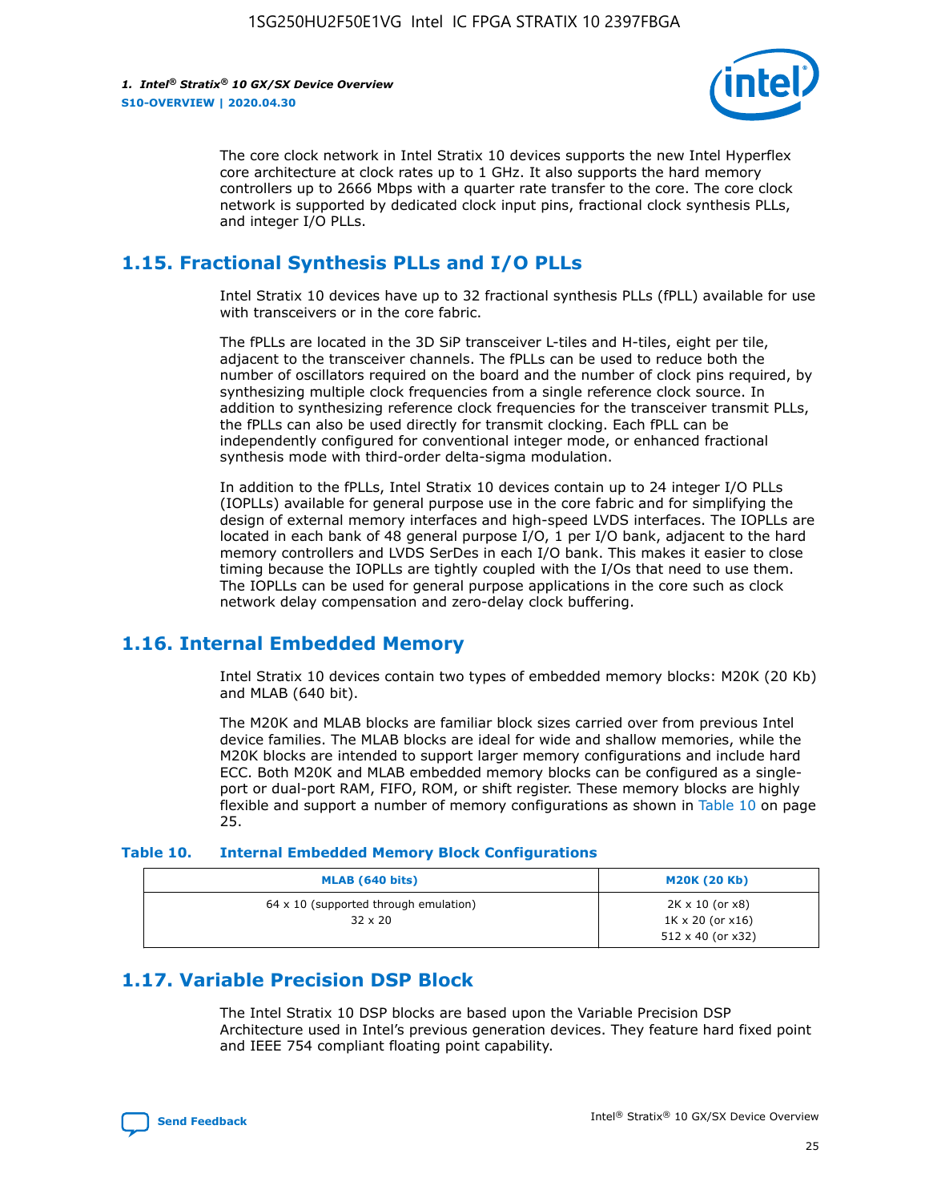The core clock network in Intel Stratix 10 devices supports the new Intel Hyperflex core architecture at clock rates up to 1 GHz. It also supports the hard memory controllers up to 2666 Mbps with a quarter rate transfer to the core. The core clock network is supported by dedicated clock input pins, fractional clock synthesis PLLs, and integer I/O PLLs.

## 1.15. Fractional Synthesis PLLs and I/O PLLs

Intel Stratix 10 devices have up to 32 fractional synthesis PLLs (fPLL) available for use with transceivers or in the core fabric.

The fPLLs are located in the 3D SiP transceiver L-tiles and H-tiles, eight per tile, adjacent to the transceiver channels. The fPLLs can be used to reduce both the number of oscillators required on the board and the number of clock pins required, by synthesizing multiple clock frequencies from a single reference clock source. In addition to synthesizing reference clock frequencies for the transceiver transmit PLLs, the fPLLs can also be used directly for transmit clocking. Each fPLL can be independently configured for conventional integer mode, or enhanced fractional synthesis mode with third-order delta-sigma modulation.

In addition to the fPLLs, Intel Stratix 10 devices contain up to 24 integer I/O PLLs (IOPLLs) available for general purpose use in the core fabric and for simplifying the design of external memory interfaces and high-speed LVDS interfaces. The IOPLLs are located in each bank of 48 general purpose I/O, 1 per I/O bank, adjacent to the hard memory controllers and LVDS SerDes in each I/O bank. This makes it easier to close timing because the IOPLLs are tightly coupled with the I/Os that need to use them. The IOPLLs can be used for general purpose applications in the core such as clock network delay compensation and zero-delay clock buffering.

## 1.16. Internal Embedded Memory

Intel Stratix 10 devices contain two types of embedded memory blocks: M20K (20 Kb) and MLAB (640 bit).

The M20K and MLAB blocks are familiar block sizes carried over from previous Intel device families. The MLAB blocks are ideal for wide and shallow memories, while the M20K blocks are intended to support larger memory configurations and include hard ECC. Both M20K and MLAB embedded memory blocks can be configured as a single-port or dual-port RAM, FIFO, ROM, or shift register. These memory blocks are highly flexible and support a number of memory configurations as shown in Table 10 on page 25.

**Table 10. Internal Embedded Memory Block Configurations**

| MLAB (640 bits) | M20K (20 Kb) |
| --- | --- |
| 64 x 10 (supported through emulation)<br>32 x 20 | 2K x 10 (or x8)<br>1K x 20 (or x16)<br>512 x 40 (or x32) |

## 1.17. Variable Precision DSP Block

The Intel Stratix 10 DSP blocks are based upon the Variable Precision DSP Architecture used in Intel's previous generation devices. They feature hard fixed point and IEEE 754 compliant floating point capability.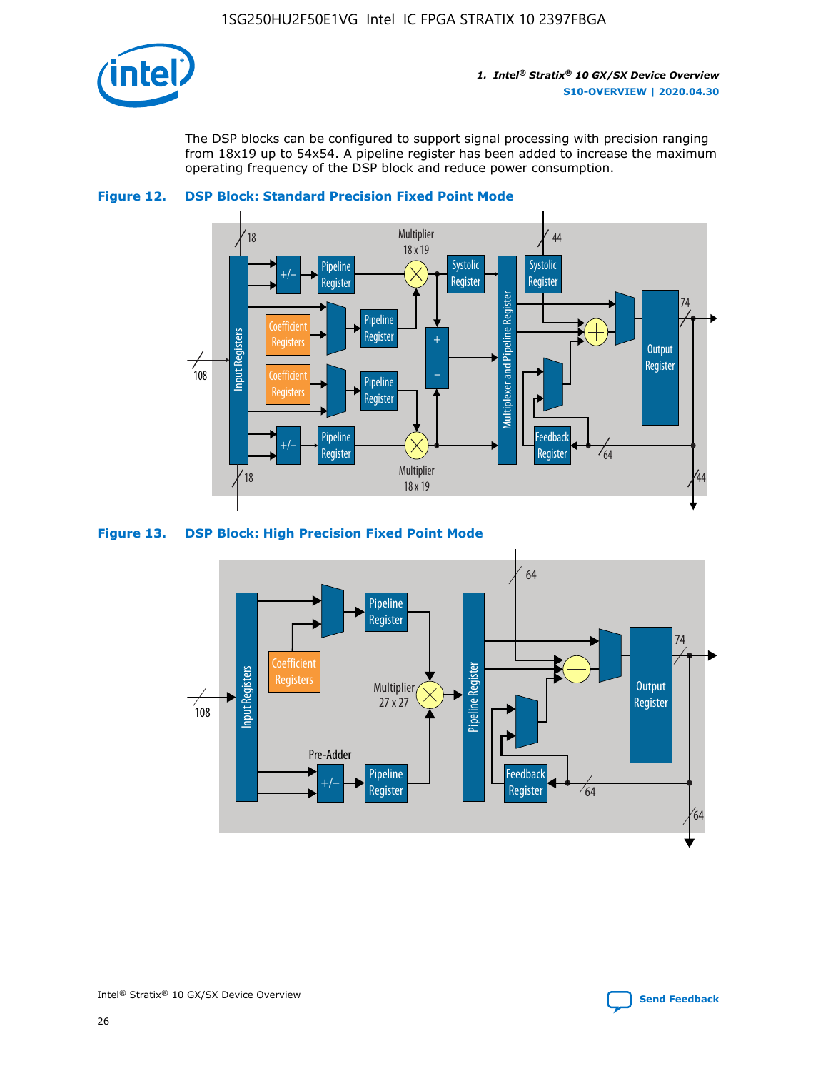The DSP blocks can be configured to support signal processing with precision ranging from 18x19 up to 54x54. A pipeline register has been added to increase the maximum operating frequency of the DSP block and reduce power consumption.

**Figure 12. DSP Block: Standard Precision Fixed Point Mode**

**Figure 13. DSP Block: High Precision Fixed Point Mode**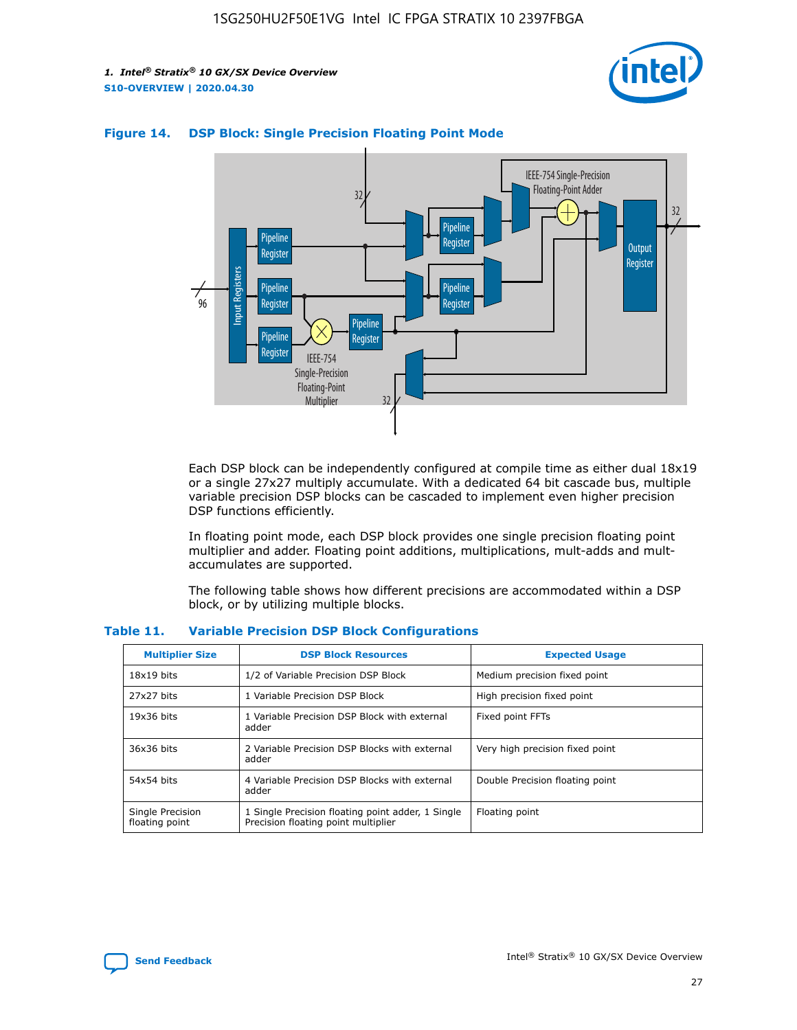**Figure 14. DSP Block: Single Precision Floating Point Mode**

Each DSP block can be independently configured at compile time as either dual 18x19 or a single 27x27 multiply accumulate. With a dedicated 64 bit cascade bus, multiple variable precision DSP blocks can be cascaded to implement even higher precision DSP functions efficiently.

In floating point mode, each DSP block provides one single precision floating point multiplier and adder. Floating point additions, multiplications, mult-adds and mult-accumulates are supported.

The following table shows how different precisions are accommodated within a DSP block, or by utilizing multiple blocks.

**Table 11. Variable Precision DSP Block Configurations**

| Multiplier Size | DSP Block Resources | Expected Usage |
|---|---|---|
| 18x19 bits | 1/2 of Variable Precision DSP Block | Medium precision fixed point |
| 27x27 bits | 1 Variable Precision DSP Block | High precision fixed point |
| 19x36 bits | 1 Variable Precision DSP Block with external adder | Fixed point FFTs |
| 36x36 bits | 2 Variable Precision DSP Blocks with external adder | Very high precision fixed point |
| 54x54 bits | 4 Variable Precision DSP Blocks with external adder | Double Precision floating point |
| Single Precision floating point | 1 Single Precision floating point adder, 1 Single Precision floating point multiplier | Floating point |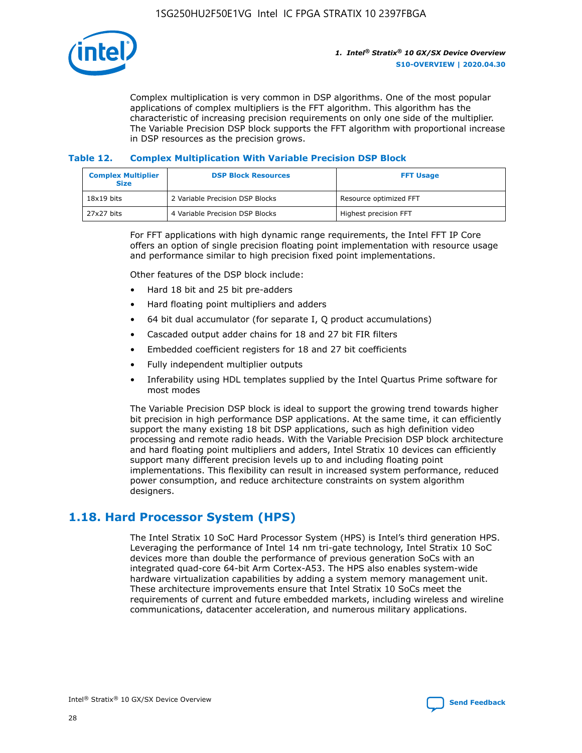Complex multiplication is very common in DSP algorithms. One of the most popular applications of complex multipliers is the FFT algorithm. This algorithm has the characteristic of increasing precision requirements on only one side of the multiplier. The Variable Precision DSP block supports the FFT algorithm with proportional increase in DSP resources as the precision grows.

**Table 12. Complex Multiplication With Variable Precision DSP Block**

| Complex Multiplier Size | DSP Block Resources | FFT Usage |
| --- | --- | --- |
| 18x19 bits | 2 Variable Precision DSP Blocks | Resource optimized FFT |
| 27x27 bits | 4 Variable Precision DSP Blocks | Highest precision FFT |

For FFT applications with high dynamic range requirements, the Intel FFT IP Core offers an option of single precision floating point implementation with resource usage and performance similar to high precision fixed point implementations.

Other features of the DSP block include:

- Hard 18 bit and 25 bit pre-adders
- Hard floating point multipliers and adders
- 64 bit dual accumulator (for separate I, Q product accumulations)
- Cascaded output adder chains for 18 and 27 bit FIR filters
- Embedded coefficient registers for 18 and 27 bit coefficients
- Fully independent multiplier outputs
- Inferability using HDL templates supplied by the Intel Quartus Prime software for most modes

The Variable Precision DSP block is ideal to support the growing trend towards higher bit precision in high performance DSP applications. At the same time, it can efficiently support the many existing 18 bit DSP applications, such as high definition video processing and remote radio heads. With the Variable Precision DSP block architecture and hard floating point multipliers and adders, Intel Stratix 10 devices can efficiently support many different precision levels up to and including floating point implementations. This flexibility can result in increased system performance, reduced power consumption, and reduce architecture constraints on system algorithm designers.

## 1.18. Hard Processor System (HPS)

The Intel Stratix 10 SoC Hard Processor System (HPS) is Intel's third generation HPS. Leveraging the performance of Intel 14 nm tri-gate technology, Intel Stratix 10 SoC devices more than double the performance of previous generation SoCs with an integrated quad-core 64-bit Arm Cortex-A53. The HPS also enables system-wide hardware virtualization capabilities by adding a system memory management unit. These architecture improvements ensure that Intel Stratix 10 SoCs meet the requirements of current and future embedded markets, including wireless and wireline communications, datacenter acceleration, and numerous military applications.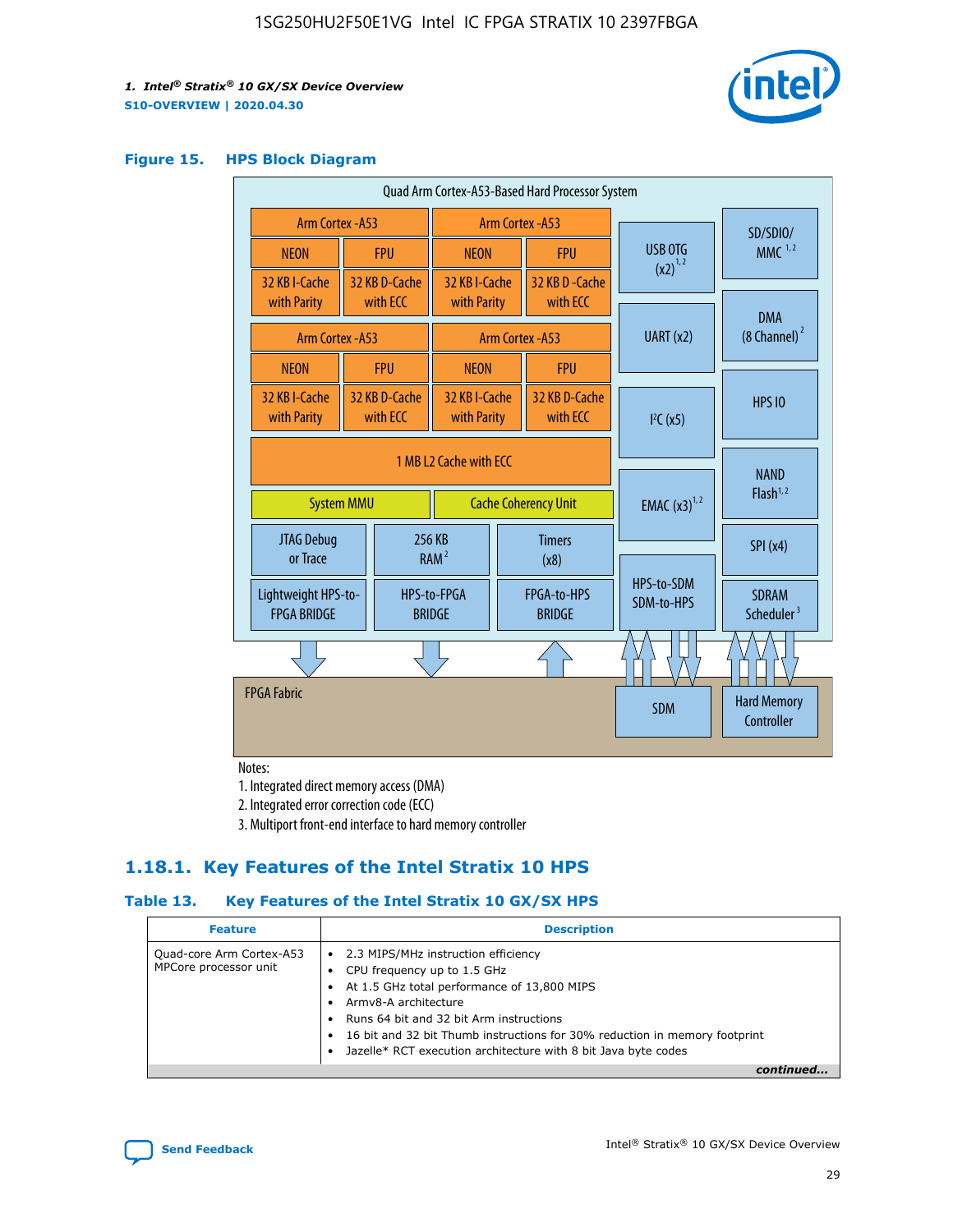**Figure 15. HPS Block Diagram**

Quad Arm Cortex-A53-Based Hard Processor System

Arm Cortex -A53 | NEON | FPU | 32 KB I-Cache with Parity | 32 KB D-Cache with ECC

1 MB L2 Cache with ECC

System MMU | Cache Coherency Unit

JTAG Debug or Trace | 256 KB RAM [2] | Timers (x8)

Lightweight HPS-to-FPGA BRIDGE | HPS-to-FPGA BRIDGE | FPGA-to-HPS BRIDGE

USB OTG (x2) [1,2] | UART (x2) | I²C (x5) | EMAC (x3) [1,2] | HPS-to-SDM SDM-to-HPS

SD/SDIO/MMC [1,2] | DMA (8 Channel) [2] | HPS IO | NAND Flash [1,2] | SPI (x4) | SDRAM Scheduler [3]

FPGA Fabric | SDM | Hard Memory Controller

Notes:
1. Integrated direct memory access (DMA)
2. Integrated error correction code (ECC)
3. Multiport front-end interface to hard memory controller

### 1.18.1. Key Features of the Intel Stratix 10 HPS

**Table 13. Key Features of the Intel Stratix 10 GX/SX HPS**

| Feature | Description |
| --- | --- |
| Quad-core Arm Cortex-A53 MPCore processor unit | • 2.3 MIPS/MHz instruction efficiency<br>• CPU frequency up to 1.5 GHz<br>• At 1.5 GHz total performance of 13,800 MIPS<br>• Armv8-A architecture<br>• Runs 64 bit and 32 bit Arm instructions<br>• 16 bit and 32 bit Thumb instructions for 30% reduction in memory footprint<br>• Jazelle* RCT execution architecture with 8 bit Java byte codes |

*continued...*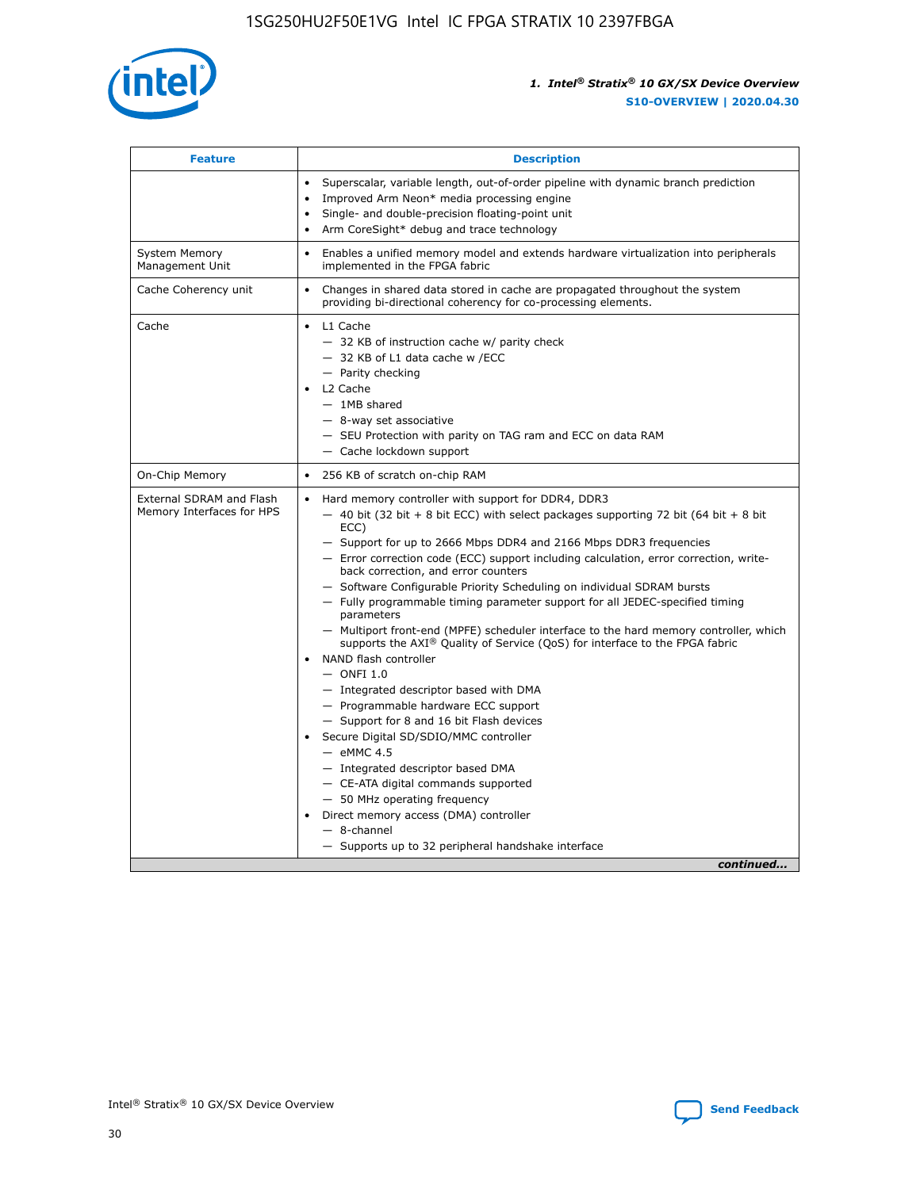| Feature | Description |
| --- | --- |
| | • Superscalar, variable length, out-of-order pipeline with dynamic branch prediction<br>• Improved Arm Neon* media processing engine<br>• Single- and double-precision floating-point unit<br>• Arm CoreSight* debug and trace technology |
| System Memory Management Unit | • Enables a unified memory model and extends hardware virtualization into peripherals implemented in the FPGA fabric |
| Cache Coherency unit | • Changes in shared data stored in cache are propagated throughout the system providing bi-directional coherency for co-processing elements. |
| Cache | • L1 Cache<br>— 32 KB of instruction cache w/ parity check<br>— 32 KB of L1 data cache w /ECC<br>— Parity checking<br>• L2 Cache<br>— 1MB shared<br>— 8-way set associative<br>— SEU Protection with parity on TAG ram and ECC on data RAM<br>— Cache lockdown support |
| On-Chip Memory | • 256 KB of scratch on-chip RAM |
| External SDRAM and Flash Memory Interfaces for HPS | • Hard memory controller with support for DDR4, DDR3<br>— 40 bit (32 bit + 8 bit ECC) with select packages supporting 72 bit (64 bit + 8 bit ECC)<br>— Support for up to 2666 Mbps DDR4 and 2166 Mbps DDR3 frequencies<br>— Error correction code (ECC) support including calculation, error correction, write-back correction, and error counters<br>— Software Configurable Priority Scheduling on individual SDRAM bursts<br>— Fully programmable timing parameter support for all JEDEC-specified timing parameters<br>— Multiport front-end (MPFE) scheduler interface to the hard memory controller, which supports the AXI® Quality of Service (QoS) for interface to the FPGA fabric<br>• NAND flash controller<br>— ONFI 1.0<br>— Integrated descriptor based with DMA<br>— Programmable hardware ECC support<br>— Support for 8 and 16 bit Flash devices<br>• Secure Digital SD/SDIO/MMC controller<br>— eMMC 4.5<br>— Integrated descriptor based DMA<br>— CE-ATA digital commands supported<br>— 50 MHz operating frequency<br>• Direct memory access (DMA) controller<br>— 8-channel<br>— Supports up to 32 peripheral handshake interface |

*continued...*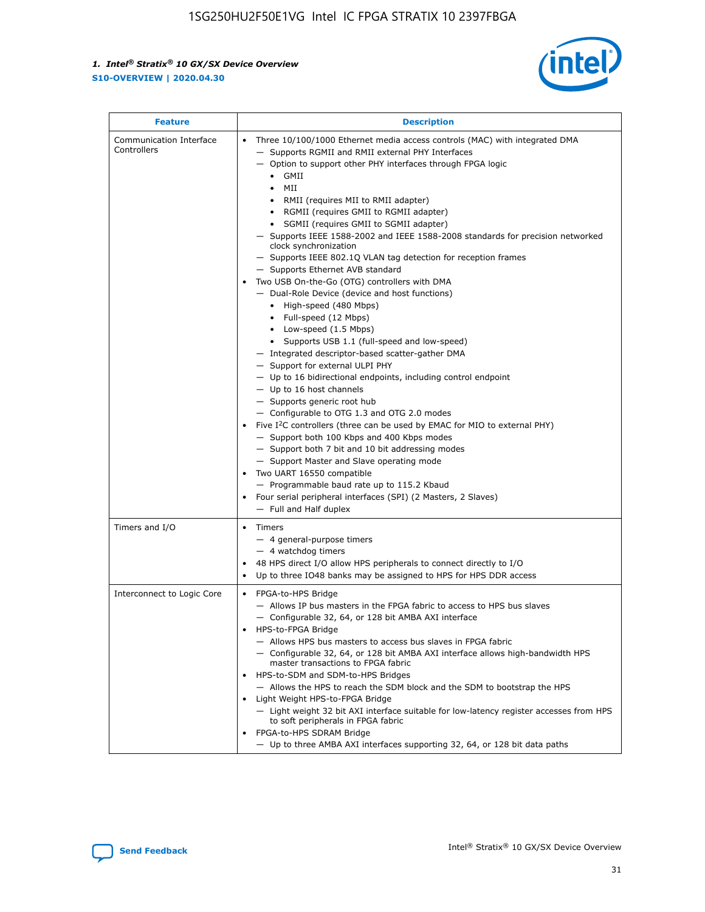| Feature | Description |
| --- | --- |
| Communication Interface Controllers | • Three 10/100/1000 Ethernet media access controls (MAC) with integrated DMA<br>— Supports RGMII and RMII external PHY Interfaces<br>— Option to support other PHY interfaces through FPGA logic<br>• GMII<br>• MII<br>• RMII (requires MII to RMII adapter)<br>• RGMII (requires GMII to RGMII adapter)<br>• SGMII (requires GMII to SGMII adapter)<br>— Supports IEEE 1588-2002 and IEEE 1588-2008 standards for precision networked clock synchronization<br>— Supports IEEE 802.1Q VLAN tag detection for reception frames<br>— Supports Ethernet AVB standard<br>• Two USB On-the-Go (OTG) controllers with DMA<br>— Dual-Role Device (device and host functions)<br>• High-speed (480 Mbps)<br>• Full-speed (12 Mbps)<br>• Low-speed (1.5 Mbps)<br>• Supports USB 1.1 (full-speed and low-speed)<br>— Integrated descriptor-based scatter-gather DMA<br>— Support for external ULPI PHY<br>— Up to 16 bidirectional endpoints, including control endpoint<br>— Up to 16 host channels<br>— Supports generic root hub<br>— Configurable to OTG 1.3 and OTG 2.0 modes<br>• Five I$^2$C controllers (three can be used by EMAC for MIO to external PHY)<br>— Support both 100 Kbps and 400 Kbps modes<br>— Support both 7 bit and 10 bit addressing modes<br>— Support Master and Slave operating mode<br>• Two UART 16550 compatible<br>— Programmable baud rate up to 115.2 Kbaud<br>• Four serial peripheral interfaces (SPI) (2 Masters, 2 Slaves)<br>— Full and Half duplex |
| Timers and I/O | • Timers<br>— 4 general-purpose timers<br>— 4 watchdog timers<br>• 48 HPS direct I/O allow HPS peripherals to connect directly to I/O<br>• Up to three IO48 banks may be assigned to HPS for HPS DDR access |
| Interconnect to Logic Core | • FPGA-to-HPS Bridge<br>— Allows IP bus masters in the FPGA fabric to access to HPS bus slaves<br>— Configurable 32, 64, or 128 bit AMBA AXI interface<br>• HPS-to-FPGA Bridge<br>— Allows HPS bus masters to access bus slaves in FPGA fabric<br>— Configurable 32, 64, or 128 bit AMBA AXI interface allows high-bandwidth HPS master transactions to FPGA fabric<br>• HPS-to-SDM and SDM-to-HPS Bridges<br>— Allows the HPS to reach the SDM block and the SDM to bootstrap the HPS<br>• Light Weight HPS-to-FPGA Bridge<br>— Light weight 32 bit AXI interface suitable for low-latency register accesses from HPS to soft peripherals in FPGA fabric<br>• FPGA-to-HPS SDRAM Bridge<br>— Up to three AMBA AXI interfaces supporting 32, 64, or 128 bit data paths |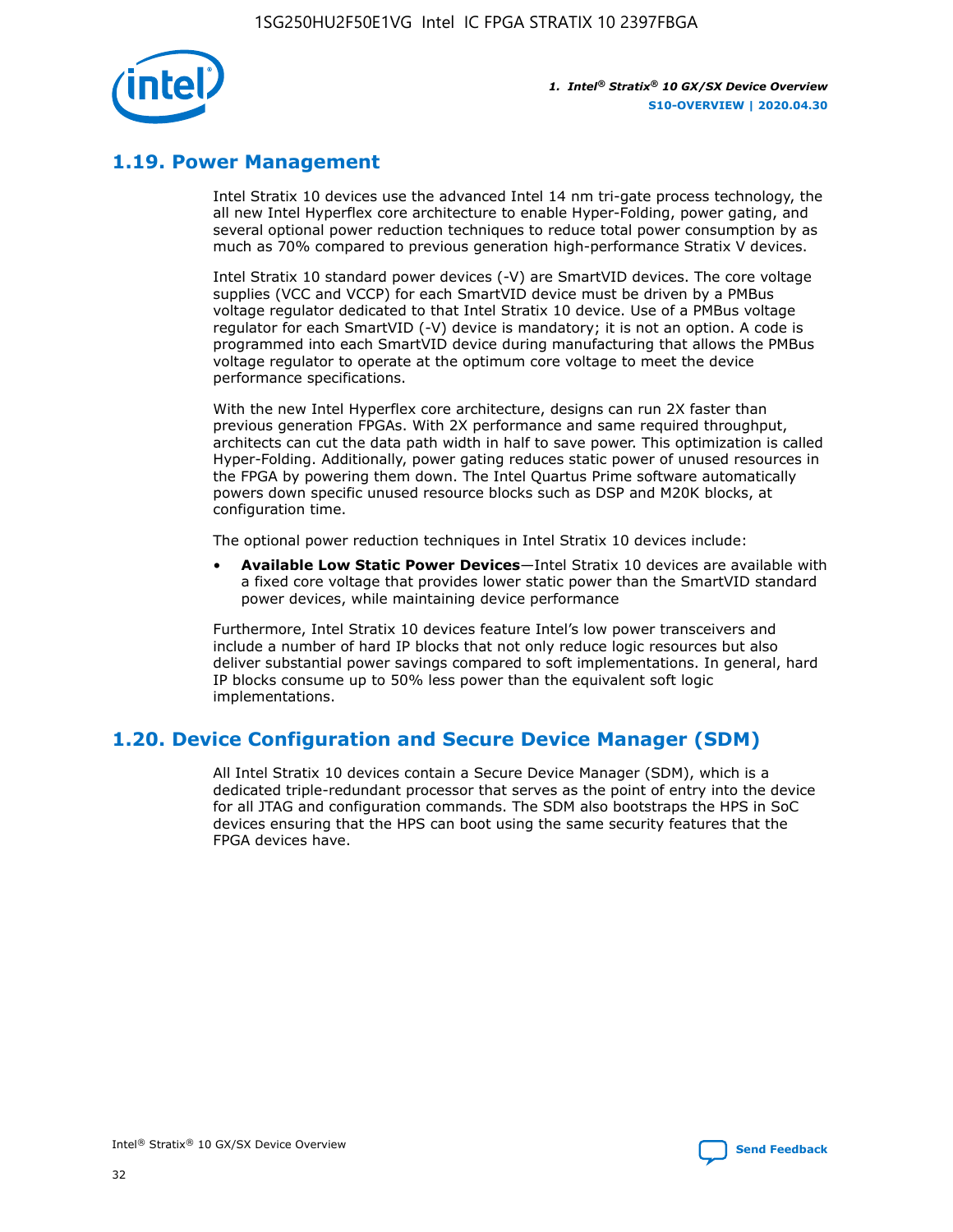## 1.19. Power Management

Intel Stratix 10 devices use the advanced Intel 14 nm tri-gate process technology, the all new Intel Hyperflex core architecture to enable Hyper-Folding, power gating, and several optional power reduction techniques to reduce total power consumption by as much as 70% compared to previous generation high-performance Stratix V devices.

Intel Stratix 10 standard power devices (-V) are SmartVID devices. The core voltage supplies (VCC and VCCP) for each SmartVID device must be driven by a PMBus voltage regulator dedicated to that Intel Stratix 10 device. Use of a PMBus voltage regulator for each SmartVID (-V) device is mandatory; it is not an option. A code is programmed into each SmartVID device during manufacturing that allows the PMBus voltage regulator to operate at the optimum core voltage to meet the device performance specifications.

With the new Intel Hyperflex core architecture, designs can run 2X faster than previous generation FPGAs. With 2X performance and same required throughput, architects can cut the data path width in half to save power. This optimization is called Hyper-Folding. Additionally, power gating reduces static power of unused resources in the FPGA by powering them down. The Intel Quartus Prime software automatically powers down specific unused resource blocks such as DSP and M20K blocks, at configuration time.

The optional power reduction techniques in Intel Stratix 10 devices include:

- **Available Low Static Power Devices**—Intel Stratix 10 devices are available with a fixed core voltage that provides lower static power than the SmartVID standard power devices, while maintaining device performance

Furthermore, Intel Stratix 10 devices feature Intel's low power transceivers and include a number of hard IP blocks that not only reduce logic resources but also deliver substantial power savings compared to soft implementations. In general, hard IP blocks consume up to 50% less power than the equivalent soft logic implementations.

## 1.20. Device Configuration and Secure Device Manager (SDM)

All Intel Stratix 10 devices contain a Secure Device Manager (SDM), which is a dedicated triple-redundant processor that serves as the point of entry into the device for all JTAG and configuration commands. The SDM also bootstraps the HPS in SoC devices ensuring that the HPS can boot using the same security features that the FPGA devices have.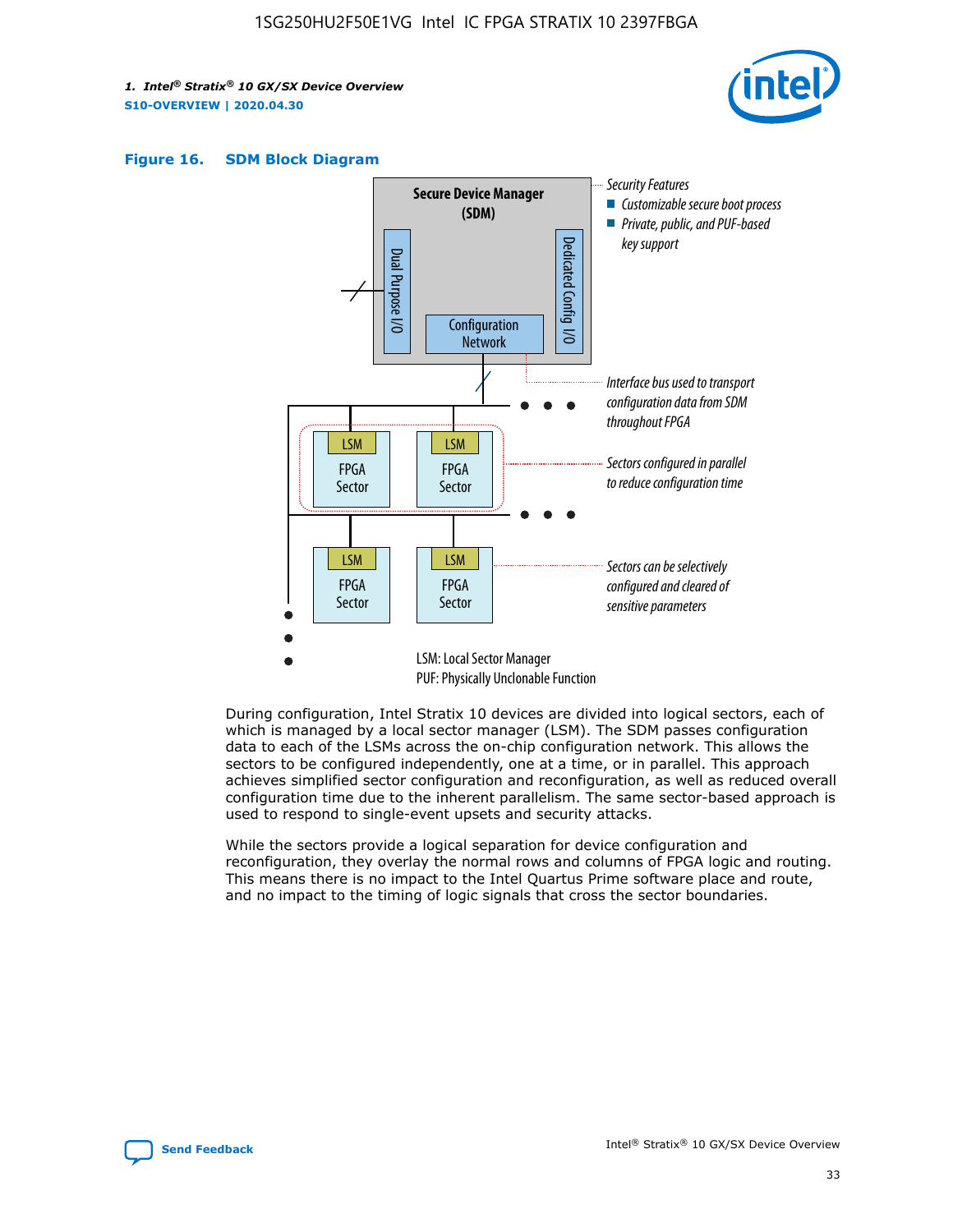**Figure 16. SDM Block Diagram**

During configuration, Intel Stratix 10 devices are divided into logical sectors, each of which is managed by a local sector manager (LSM). The SDM passes configuration data to each of the LSMs across the on-chip configuration network. This allows the sectors to be configured independently, one at a time, or in parallel. This approach achieves simplified sector configuration and reconfiguration, as well as reduced overall configuration time due to the inherent parallelism. The same sector-based approach is used to respond to single-event upsets and security attacks.

While the sectors provide a logical separation for device configuration and reconfiguration, they overlay the normal rows and columns of FPGA logic and routing. This means there is no impact to the Intel Quartus Prime software place and route, and no impact to the timing of logic signals that cross the sector boundaries.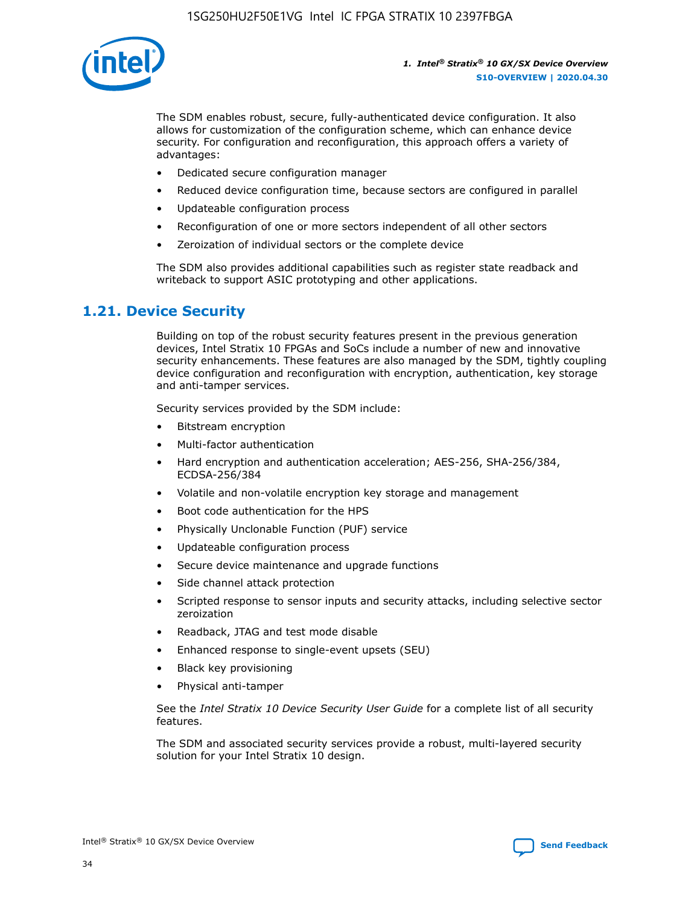The SDM enables robust, secure, fully-authenticated device configuration. It also allows for customization of the configuration scheme, which can enhance device security. For configuration and reconfiguration, this approach offers a variety of advantages:

- Dedicated secure configuration manager
- Reduced device configuration time, because sectors are configured in parallel
- Updateable configuration process
- Reconfiguration of one or more sectors independent of all other sectors
- Zeroization of individual sectors or the complete device

The SDM also provides additional capabilities such as register state readback and writeback to support ASIC prototyping and other applications.

## 1.21. Device Security

Building on top of the robust security features present in the previous generation devices, Intel Stratix 10 FPGAs and SoCs include a number of new and innovative security enhancements. These features are also managed by the SDM, tightly coupling device configuration and reconfiguration with encryption, authentication, key storage and anti-tamper services.

Security services provided by the SDM include:

- Bitstream encryption
- Multi-factor authentication
- Hard encryption and authentication acceleration; AES-256, SHA-256/384, ECDSA-256/384
- Volatile and non-volatile encryption key storage and management
- Boot code authentication for the HPS
- Physically Unclonable Function (PUF) service
- Updateable configuration process
- Secure device maintenance and upgrade functions
- Side channel attack protection
- Scripted response to sensor inputs and security attacks, including selective sector zeroization
- Readback, JTAG and test mode disable
- Enhanced response to single-event upsets (SEU)
- Black key provisioning
- Physical anti-tamper

See the *Intel Stratix 10 Device Security User Guide* for a complete list of all security features.

The SDM and associated security services provide a robust, multi-layered security solution for your Intel Stratix 10 design.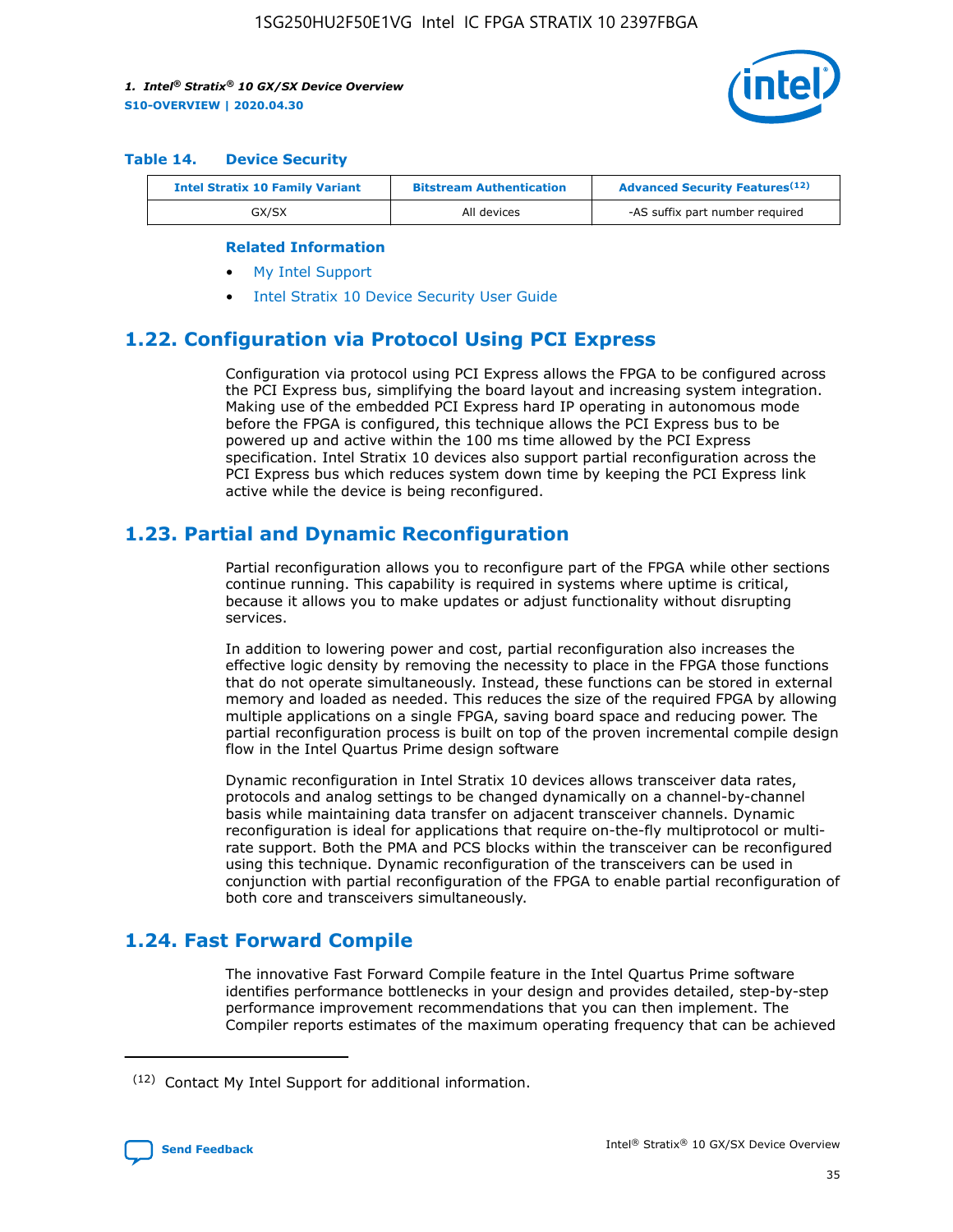**Table 14. Device Security**

| Intel Stratix 10 Family Variant | Bitstream Authentication | Advanced Security Features[12] |
| --- | --- | --- |
| GX/SX | All devices | -AS suffix part number required |

**Related Information**

- My Intel Support
- Intel Stratix 10 Device Security User Guide

## 1.22. Configuration via Protocol Using PCI Express

Configuration via protocol using PCI Express allows the FPGA to be configured across the PCI Express bus, simplifying the board layout and increasing system integration. Making use of the embedded PCI Express hard IP operating in autonomous mode before the FPGA is configured, this technique allows the PCI Express bus to be powered up and active within the 100 ms time allowed by the PCI Express specification. Intel Stratix 10 devices also support partial reconfiguration across the PCI Express bus which reduces system down time by keeping the PCI Express link active while the device is being reconfigured.

## 1.23. Partial and Dynamic Reconfiguration

Partial reconfiguration allows you to reconfigure part of the FPGA while other sections continue running. This capability is required in systems where uptime is critical, because it allows you to make updates or adjust functionality without disrupting services.

In addition to lowering power and cost, partial reconfiguration also increases the effective logic density by removing the necessity to place in the FPGA those functions that do not operate simultaneously. Instead, these functions can be stored in external memory and loaded as needed. This reduces the size of the required FPGA by allowing multiple applications on a single FPGA, saving board space and reducing power. The partial reconfiguration process is built on top of the proven incremental compile design flow in the Intel Quartus Prime design software

Dynamic reconfiguration in Intel Stratix 10 devices allows transceiver data rates, protocols and analog settings to be changed dynamically on a channel-by-channel basis while maintaining data transfer on adjacent transceiver channels. Dynamic reconfiguration is ideal for applications that require on-the-fly multiprotocol or multi-rate support. Both the PMA and PCS blocks within the transceiver can be reconfigured using this technique. Dynamic reconfiguration of the transceivers can be used in conjunction with partial reconfiguration of the FPGA to enable partial reconfiguration of both core and transceivers simultaneously.

## 1.24. Fast Forward Compile

The innovative Fast Forward Compile feature in the Intel Quartus Prime software identifies performance bottlenecks in your design and provides detailed, step-by-step performance improvement recommendations that you can then implement. The Compiler reports estimates of the maximum operating frequency that can be achieved

(12) Contact My Intel Support for additional information.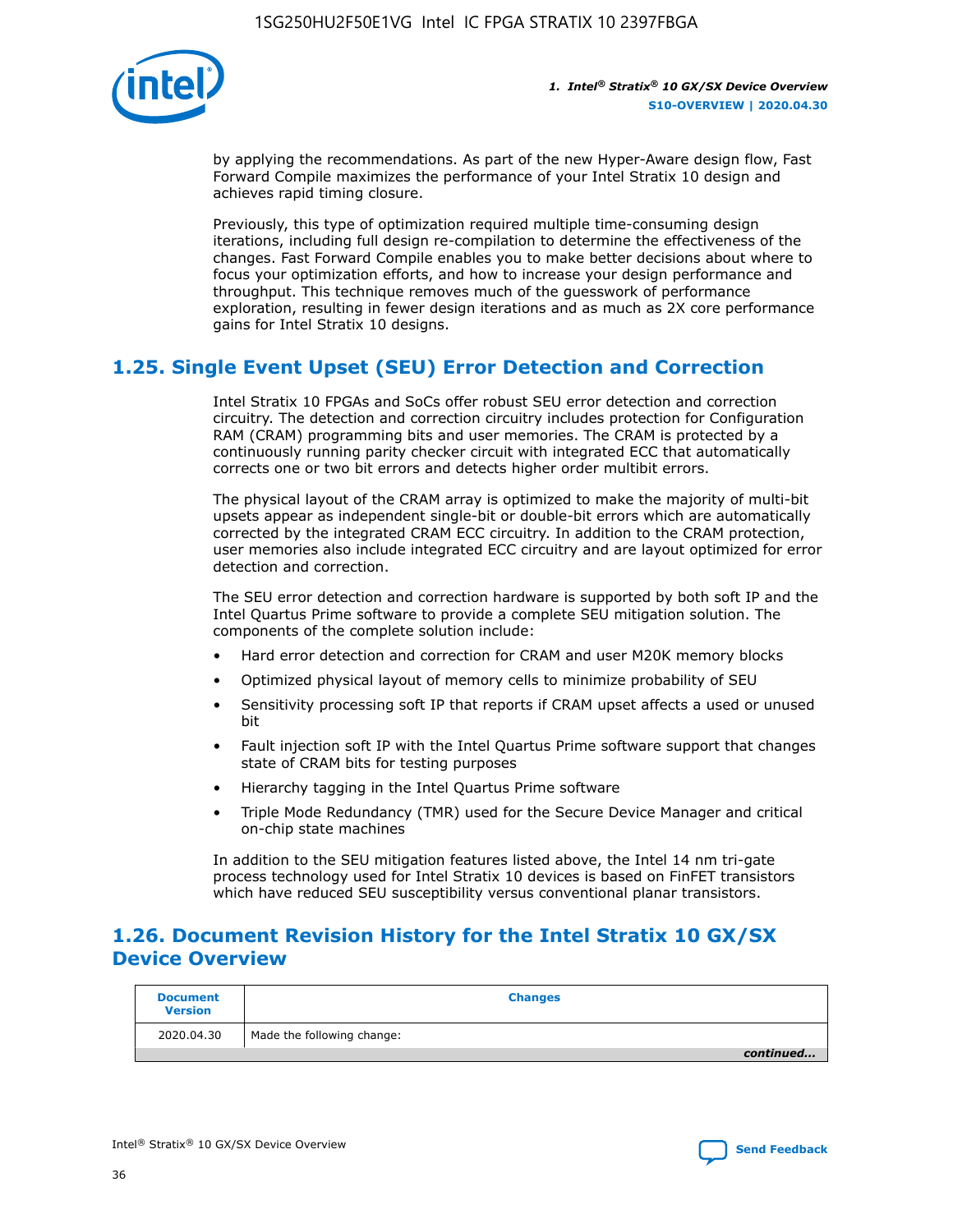by applying the recommendations. As part of the new Hyper-Aware design flow, Fast Forward Compile maximizes the performance of your Intel Stratix 10 design and achieves rapid timing closure.

Previously, this type of optimization required multiple time-consuming design iterations, including full design re-compilation to determine the effectiveness of the changes. Fast Forward Compile enables you to make better decisions about where to focus your optimization efforts, and how to increase your design performance and throughput. This technique removes much of the guesswork of performance exploration, resulting in fewer design iterations and as much as 2X core performance gains for Intel Stratix 10 designs.

## 1.25. Single Event Upset (SEU) Error Detection and Correction

Intel Stratix 10 FPGAs and SoCs offer robust SEU error detection and correction circuitry. The detection and correction circuitry includes protection for Configuration RAM (CRAM) programming bits and user memories. The CRAM is protected by a continuously running parity checker circuit with integrated ECC that automatically corrects one or two bit errors and detects higher order multibit errors.

The physical layout of the CRAM array is optimized to make the majority of multi-bit upsets appear as independent single-bit or double-bit errors which are automatically corrected by the integrated CRAM ECC circuitry. In addition to the CRAM protection, user memories also include integrated ECC circuitry and are layout optimized for error detection and correction.

The SEU error detection and correction hardware is supported by both soft IP and the Intel Quartus Prime software to provide a complete SEU mitigation solution. The components of the complete solution include:

- Hard error detection and correction for CRAM and user M20K memory blocks
- Optimized physical layout of memory cells to minimize probability of SEU
- Sensitivity processing soft IP that reports if CRAM upset affects a used or unused bit
- Fault injection soft IP with the Intel Quartus Prime software support that changes state of CRAM bits for testing purposes
- Hierarchy tagging in the Intel Quartus Prime software
- Triple Mode Redundancy (TMR) used for the Secure Device Manager and critical on-chip state machines

In addition to the SEU mitigation features listed above, the Intel 14 nm tri-gate process technology used for Intel Stratix 10 devices is based on FinFET transistors which have reduced SEU susceptibility versus conventional planar transistors.

## 1.26. Document Revision History for the Intel Stratix 10 GX/SX Device Overview

| Document Version | Changes |
| --- | --- |
| 2020.04.30 | Made the following change: |

*continued...*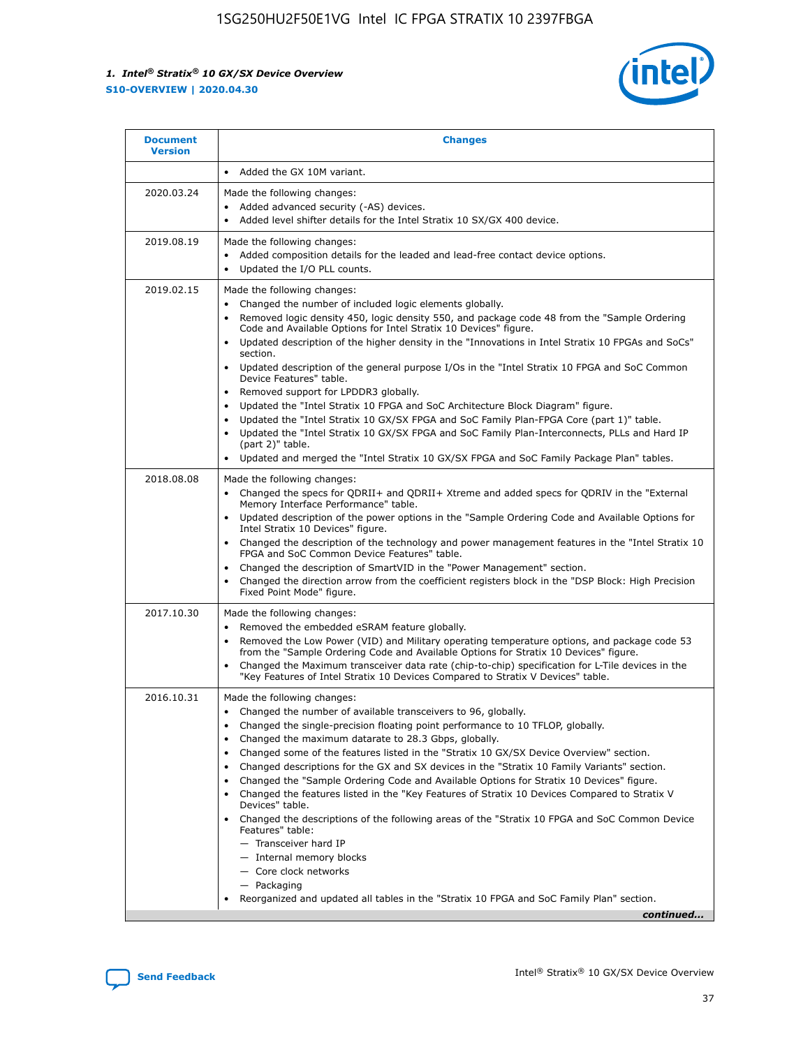| Document Version | Changes |
| --- | --- |
| | • Added the GX 10M variant. |
| 2020.03.24 | Made the following changes:<br>• Added advanced security (-AS) devices.<br>• Added level shifter details for the Intel Stratix 10 SX/GX 400 device. |
| 2019.08.19 | Made the following changes:<br>• Added composition details for the leaded and lead-free contact device options.<br>• Updated the I/O PLL counts. |
| 2019.02.15 | Made the following changes:<br>• Changed the number of included logic elements globally.<br>• Removed logic density 450, logic density 550, and package code 48 from the "Sample Ordering Code and Available Options for Intel Stratix 10 Devices" figure.<br>• Updated description of the higher density in the "Innovations in Intel Stratix 10 FPGAs and SoCs" section.<br>• Updated description of the general purpose I/Os in the "Intel Stratix 10 FPGA and SoC Common Device Features" table.<br>• Removed support for LPDDR3 globally.<br>• Updated the "Intel Stratix 10 FPGA and SoC Architecture Block Diagram" figure.<br>• Updated the "Intel Stratix 10 GX/SX FPGA and SoC Family Plan-FPGA Core (part 1)" table.<br>• Updated the "Intel Stratix 10 GX/SX FPGA and SoC Family Plan-Interconnects, PLLs and Hard IP (part 2)" table.<br>• Updated and merged the "Intel Stratix 10 GX/SX FPGA and SoC Family Package Plan" tables. |
| 2018.08.08 | Made the following changes:<br>• Changed the specs for QDRII+ and QDRII+ Xtreme and added specs for QDRIV in the "External Memory Interface Performance" table.<br>• Updated description of the power options in the "Sample Ordering Code and Available Options for Intel Stratix 10 Devices" figure.<br>• Changed the description of the technology and power management features in the "Intel Stratix 10 FPGA and SoC Common Device Features" table.<br>• Changed the description of SmartVID in the "Power Management" section.<br>• Changed the direction arrow from the coefficient registers block in the "DSP Block: High Precision Fixed Point Mode" figure. |
| 2017.10.30 | Made the following changes:<br>• Removed the embedded eSRAM feature globally.<br>• Removed the Low Power (VID) and Military operating temperature options, and package code 53 from the "Sample Ordering Code and Available Options for Intel Stratix 10 Devices" figure.<br>• Changed the Maximum transceiver data rate (chip-to-chip) specification for L-Tile devices in the "Key Features of Intel Stratix 10 Devices Compared to Stratix V Devices" table. |
| 2016.10.31 | Made the following changes:<br>• Changed the number of available transceivers to 96, globally.<br>• Changed the single-precision floating point performance to 10 TFLOP, globally.<br>• Changed the maximum datarate to 28.3 Gbps, globally.<br>• Changed some of the features listed in the "Stratix 10 GX/SX Device Overview" section.<br>• Changed descriptions for the GX and SX devices in the "Stratix 10 Family Variants" section.<br>• Changed the "Sample Ordering Code and Available Options for Stratix 10 Devices" figure.<br>• Changed the features listed in the "Key Features of Stratix 10 Devices Compared to Stratix V Devices" table.<br>• Changed the descriptions of the following areas of the "Stratix 10 FPGA and SoC Common Device Features" table:<br>— Transceiver hard IP<br>— Internal memory blocks<br>— Core clock networks<br>— Packaging<br>• Reorganized and updated all tables in the "Stratix 10 FPGA and SoC Family Plan" section. |

*continued...*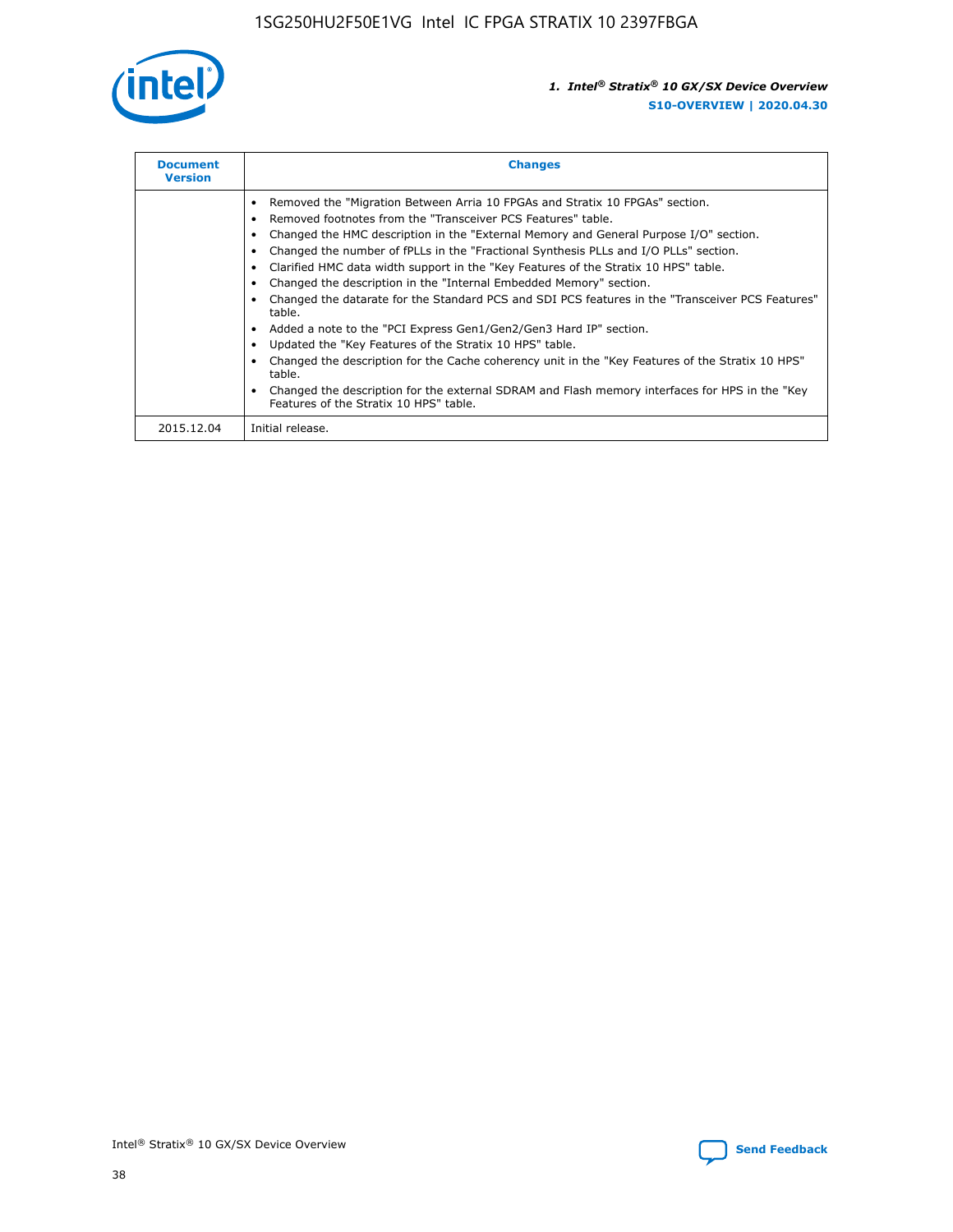| Document Version | Changes |
| --- | --- |
| | • Removed the "Migration Between Arria 10 FPGAs and Stratix 10 FPGAs" section.<br>• Removed footnotes from the "Transceiver PCS Features" table.<br>• Changed the HMC description in the "External Memory and General Purpose I/O" section.<br>• Changed the number of fPLLs in the "Fractional Synthesis PLLs and I/O PLLs" section.<br>• Clarified HMC data width support in the "Key Features of the Stratix 10 HPS" table.<br>• Changed the description in the "Internal Embedded Memory" section.<br>• Changed the datarate for the Standard PCS and SDI PCS features in the "Transceiver PCS Features" table.<br>• Added a note to the "PCI Express Gen1/Gen2/Gen3 Hard IP" section.<br>• Updated the "Key Features of the Stratix 10 HPS" table.<br>• Changed the description for the Cache coherency unit in the "Key Features of the Stratix 10 HPS" table.<br>• Changed the description for the external SDRAM and Flash memory interfaces for HPS in the "Key Features of the Stratix 10 HPS" table. |
| 2015.12.04 | Initial release. |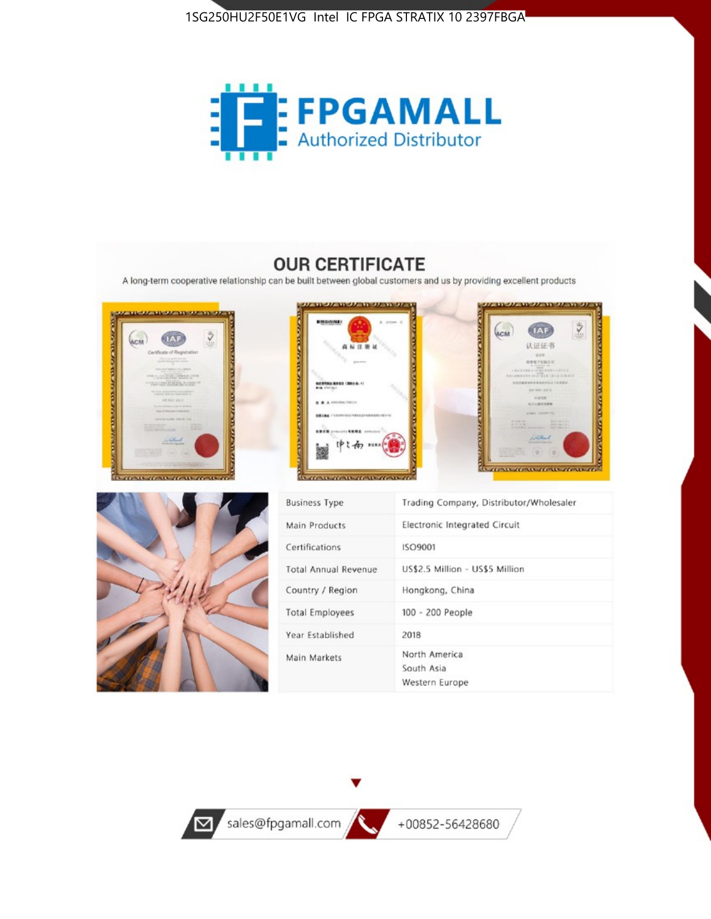FPGAMALL
Authorized Distributor

## OUR CERTIFICATE

A long-term cooperative relationship can be built between global customers and us by providing excellent products

| | |
|---|---|
| Business Type | Trading Company, Distributor/Wholesaler |
| Main Products | Electronic Integrated Circuit |
| Certifications | ISO9001 |
| Total Annual Revenue | US$2.5 Million - US$5 Million |
| Country / Region | Hongkong, China |
| Total Employees | 100 - 200 People |
| Year Established | 2018 |
| Main Markets | North America<br>South Asia<br>Western Europe |

sales@fpgamall.com

+00852-56428680